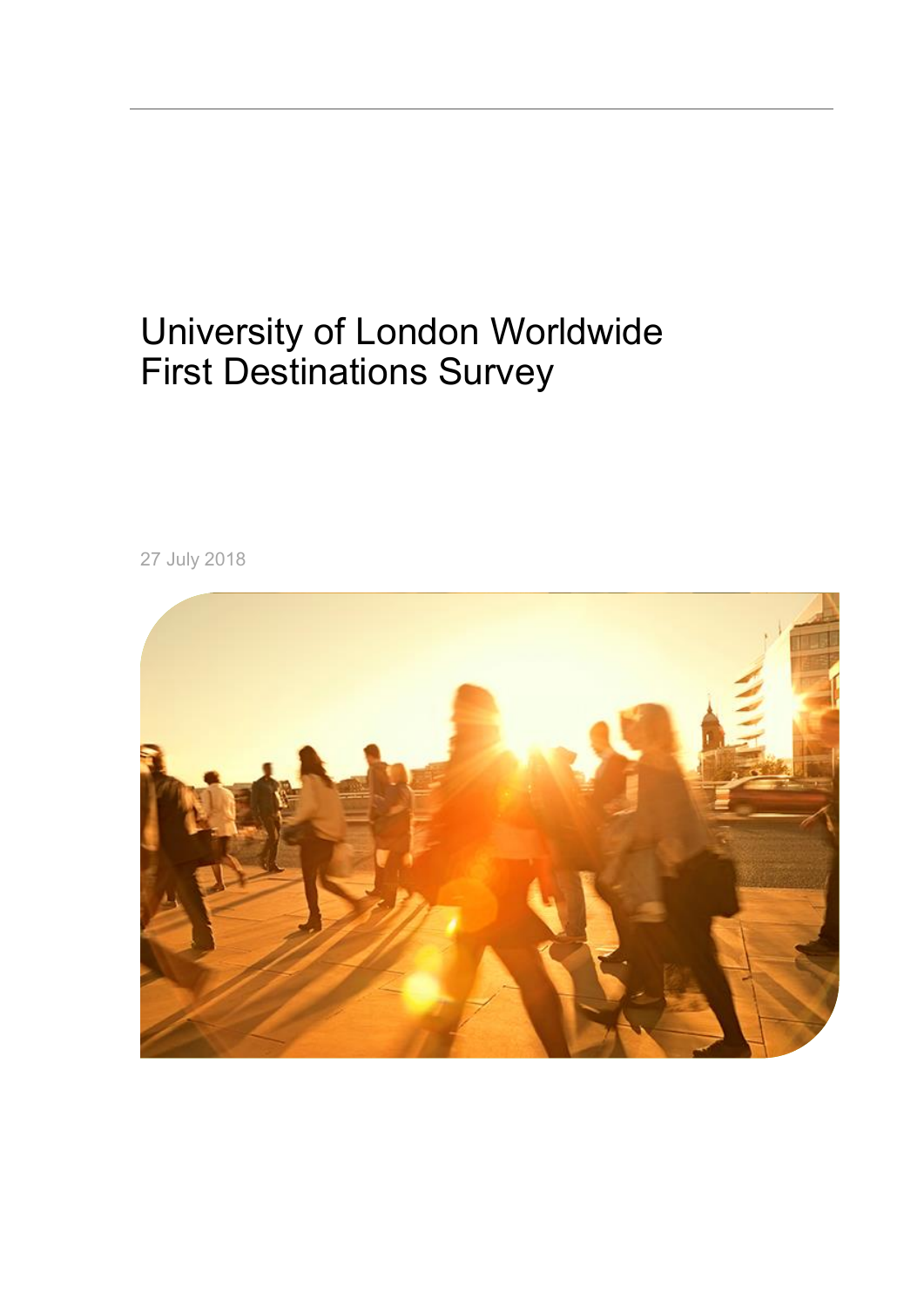# University of London Worldwide First Destinations Survey

27 July 2018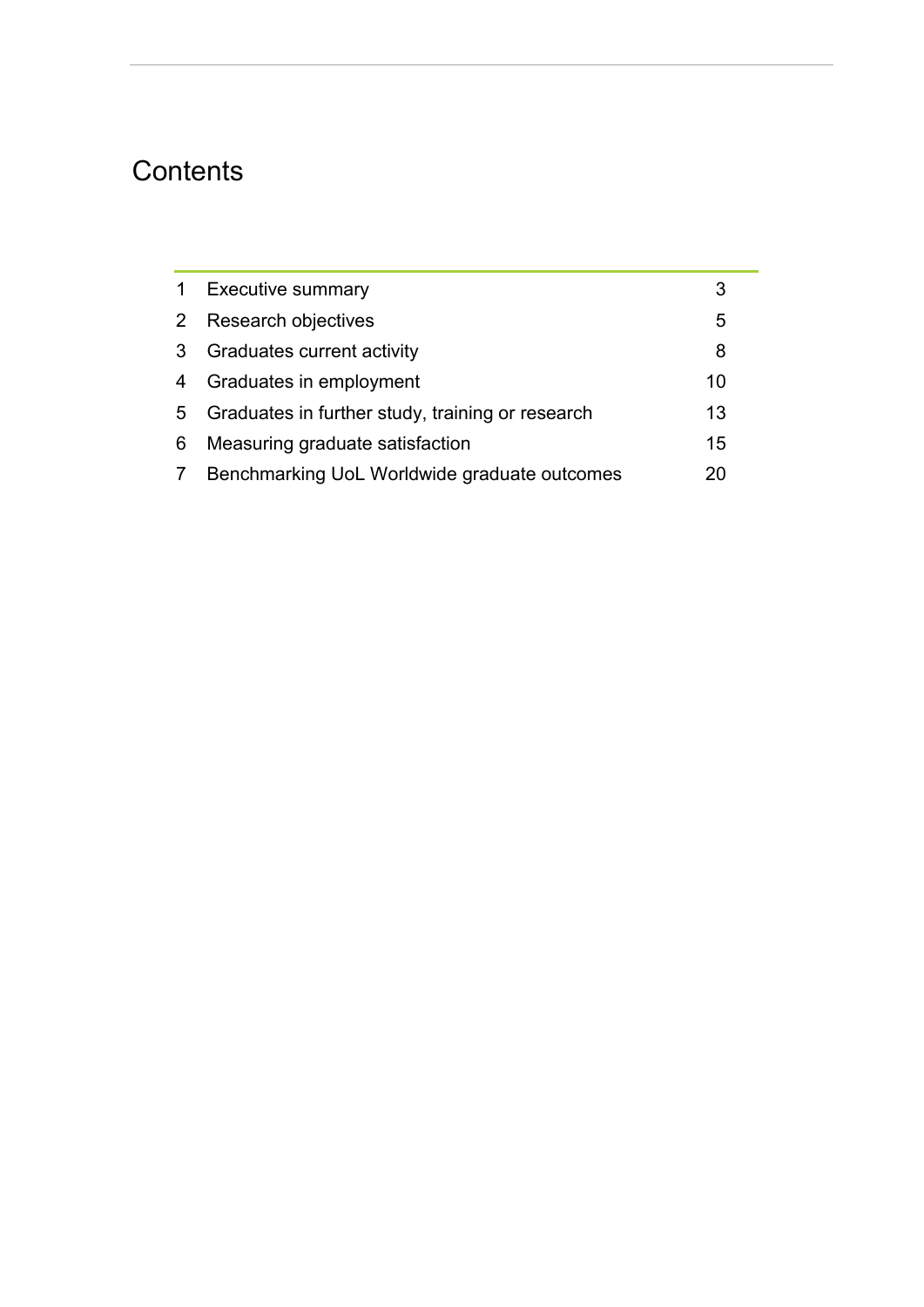# Contents

| | | |
|---|---|---|
| 1 | Executive summary | 3 |
| 2 | Research objectives | 5 |
| 3 | Graduates current activity | 8 |
| 4 | Graduates in employment | 10 |
| 5 | Graduates in further study, training or research | 13 |
| 6 | Measuring graduate satisfaction | 15 |
| 7 | Benchmarking UoL Worldwide graduate outcomes | 20 |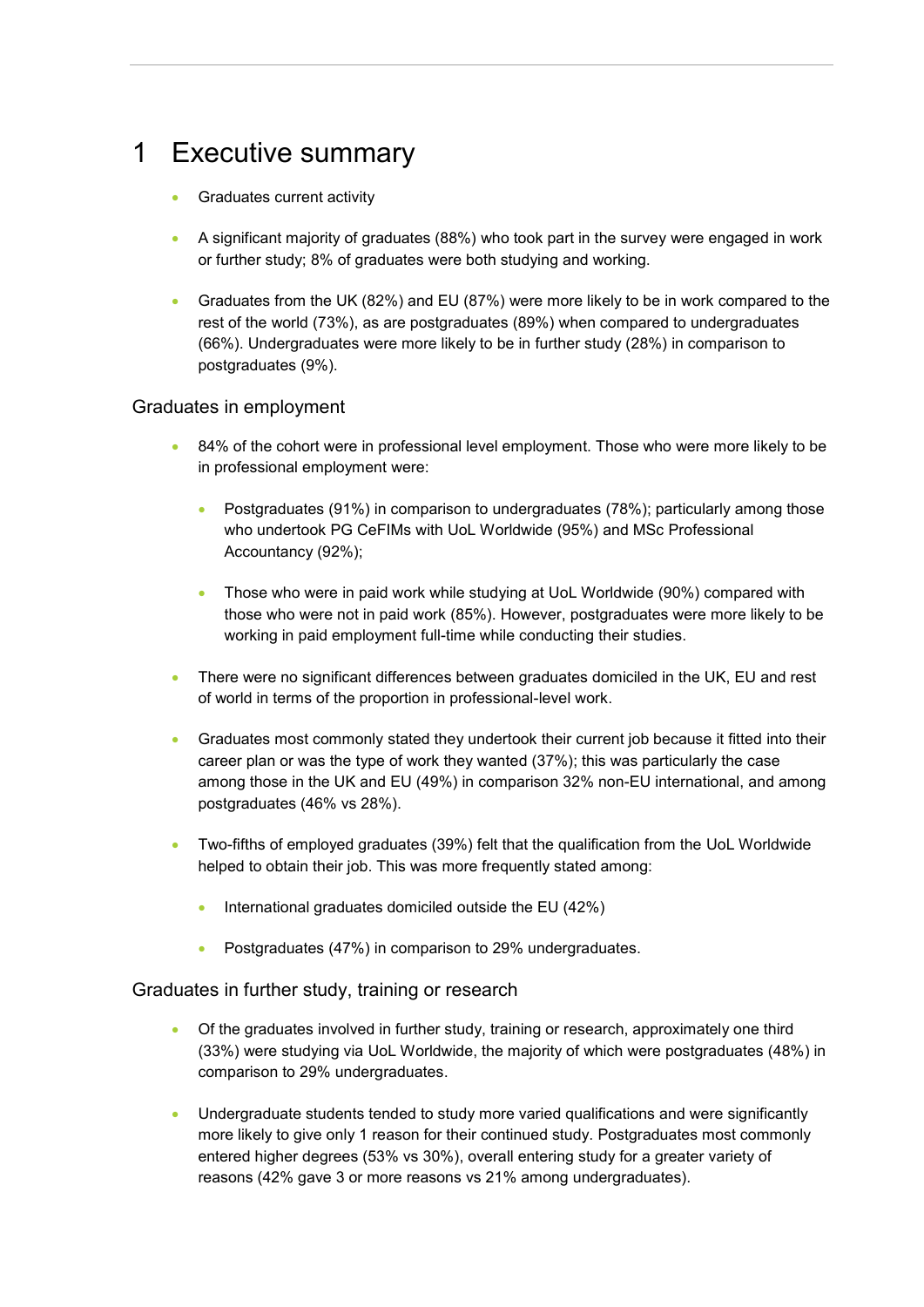# 1 Executive summary

- Graduates current activity
- A significant majority of graduates (88%) who took part in the survey were engaged in work or further study; 8% of graduates were both studying and working.
- Graduates from the UK (82%) and EU (87%) were more likely to be in work compared to the rest of the world (73%), as are postgraduates (89%) when compared to undergraduates (66%). Undergraduates were more likely to be in further study (28%) in comparison to postgraduates (9%).

## Graduates in employment

- 84% of the cohort were in professional level employment. Those who were more likely to be in professional employment were:
  - Postgraduates (91%) in comparison to undergraduates (78%); particularly among those who undertook PG CeFIMs with UoL Worldwide (95%) and MSc Professional Accountancy (92%);
  - Those who were in paid work while studying at UoL Worldwide (90%) compared with those who were not in paid work (85%). However, postgraduates were more likely to be working in paid employment full-time while conducting their studies.
- There were no significant differences between graduates domiciled in the UK, EU and rest of world in terms of the proportion in professional-level work.
- Graduates most commonly stated they undertook their current job because it fitted into their career plan or was the type of work they wanted (37%); this was particularly the case among those in the UK and EU (49%) in comparison 32% non-EU international, and among postgraduates (46% vs 28%).
- Two-fifths of employed graduates (39%) felt that the qualification from the UoL Worldwide helped to obtain their job. This was more frequently stated among:
  - International graduates domiciled outside the EU (42%)
  - Postgraduates (47%) in comparison to 29% undergraduates.

## Graduates in further study, training or research

- Of the graduates involved in further study, training or research, approximately one third (33%) were studying via UoL Worldwide, the majority of which were postgraduates (48%) in comparison to 29% undergraduates.
- Undergraduate students tended to study more varied qualifications and were significantly more likely to give only 1 reason for their continued study. Postgraduates most commonly entered higher degrees (53% vs 30%), overall entering study for a greater variety of reasons (42% gave 3 or more reasons vs 21% among undergraduates).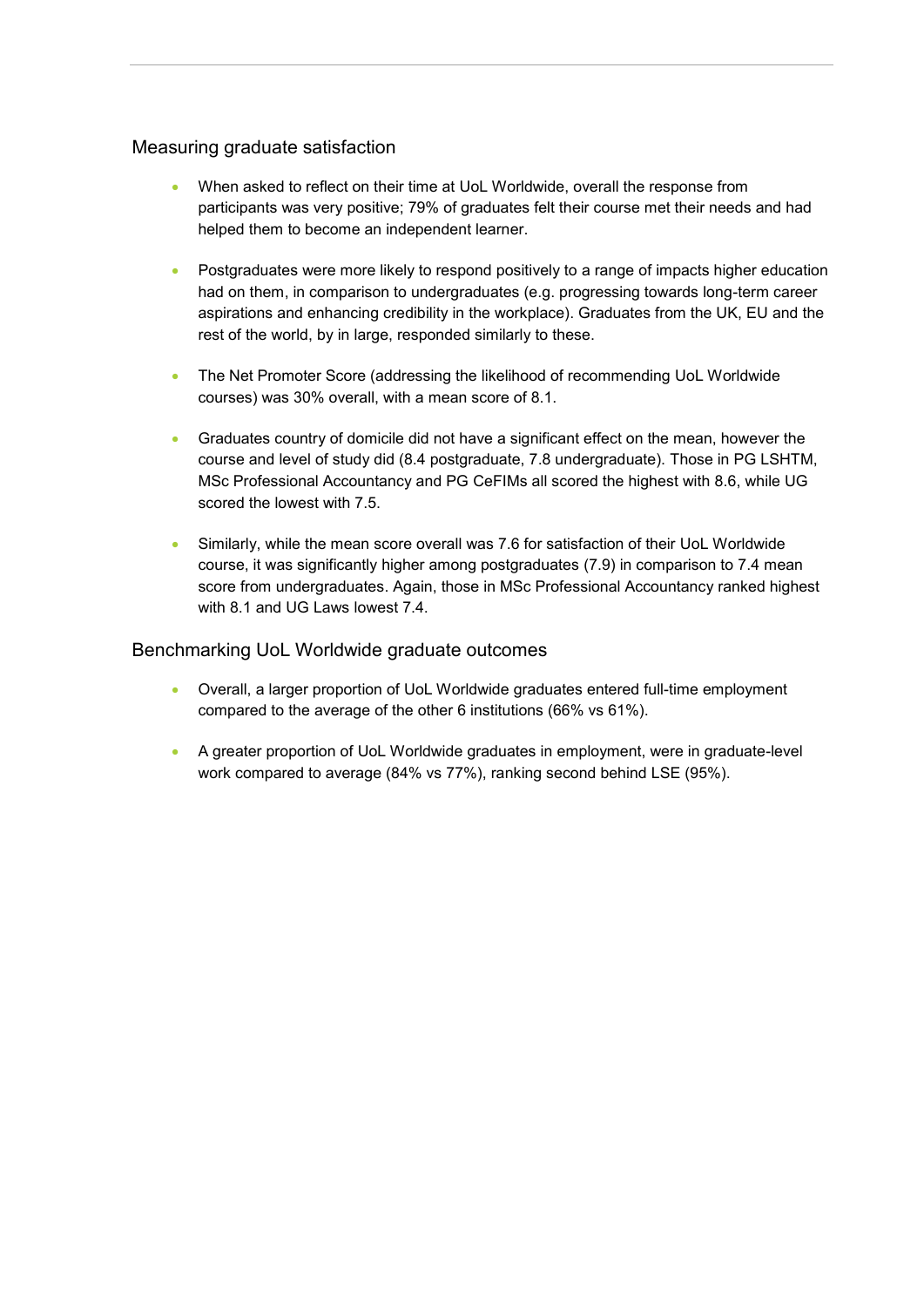## Measuring graduate satisfaction

- When asked to reflect on their time at UoL Worldwide, overall the response from participants was very positive; 79% of graduates felt their course met their needs and had helped them to become an independent learner.
- Postgraduates were more likely to respond positively to a range of impacts higher education had on them, in comparison to undergraduates (e.g. progressing towards long-term career aspirations and enhancing credibility in the workplace). Graduates from the UK, EU and the rest of the world, by in large, responded similarly to these.
- The Net Promoter Score (addressing the likelihood of recommending UoL Worldwide courses) was 30% overall, with a mean score of 8.1.
- Graduates country of domicile did not have a significant effect on the mean, however the course and level of study did (8.4 postgraduate, 7.8 undergraduate). Those in PG LSHTM, MSc Professional Accountancy and PG CeFIMs all scored the highest with 8.6, while UG scored the lowest with 7.5.
- Similarly, while the mean score overall was 7.6 for satisfaction of their UoL Worldwide course, it was significantly higher among postgraduates (7.9) in comparison to 7.4 mean score from undergraduates. Again, those in MSc Professional Accountancy ranked highest with 8.1 and UG Laws lowest 7.4.

## Benchmarking UoL Worldwide graduate outcomes

- Overall, a larger proportion of UoL Worldwide graduates entered full-time employment compared to the average of the other 6 institutions (66% vs 61%).
- A greater proportion of UoL Worldwide graduates in employment, were in graduate-level work compared to average (84% vs 77%), ranking second behind LSE (95%).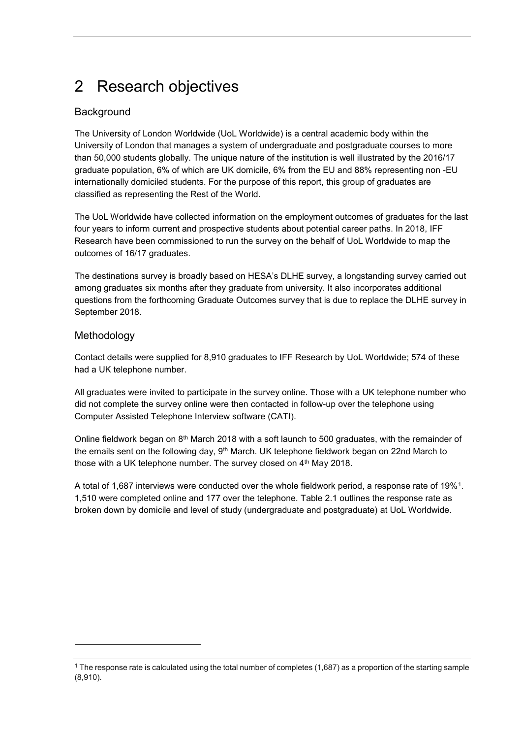# 2 Research objectives

## Background

The University of London Worldwide (UoL Worldwide) is a central academic body within the University of London that manages a system of undergraduate and postgraduate courses to more than 50,000 students globally. The unique nature of the institution is well illustrated by the 2016/17 graduate population, 6% of which are UK domicile, 6% from the EU and 88% representing non -EU internationally domiciled students. For the purpose of this report, this group of graduates are classified as representing the Rest of the World.

The UoL Worldwide have collected information on the employment outcomes of graduates for the last four years to inform current and prospective students about potential career paths. In 2018, IFF Research have been commissioned to run the survey on the behalf of UoL Worldwide to map the outcomes of 16/17 graduates.

The destinations survey is broadly based on HESA's DLHE survey, a longstanding survey carried out among graduates six months after they graduate from university. It also incorporates additional questions from the forthcoming Graduate Outcomes survey that is due to replace the DLHE survey in September 2018.

## Methodology

Contact details were supplied for 8,910 graduates to IFF Research by UoL Worldwide; 574 of these had a UK telephone number.

All graduates were invited to participate in the survey online. Those with a UK telephone number who did not complete the survey online were then contacted in follow-up over the telephone using Computer Assisted Telephone Interview software (CATI).

Online fieldwork began on 8th March 2018 with a soft launch to 500 graduates, with the remainder of the emails sent on the following day, 9th March. UK telephone fieldwork began on 22nd March to those with a UK telephone number. The survey closed on 4th May 2018.

A total of 1,687 interviews were conducted over the whole fieldwork period, a response rate of 19%[1]. 1,510 were completed online and 177 over the telephone. Table 2.1 outlines the response rate as broken down by domicile and level of study (undergraduate and postgraduate) at UoL Worldwide.

---

[1] The response rate is calculated using the total number of completes (1,687) as a proportion of the starting sample (8,910).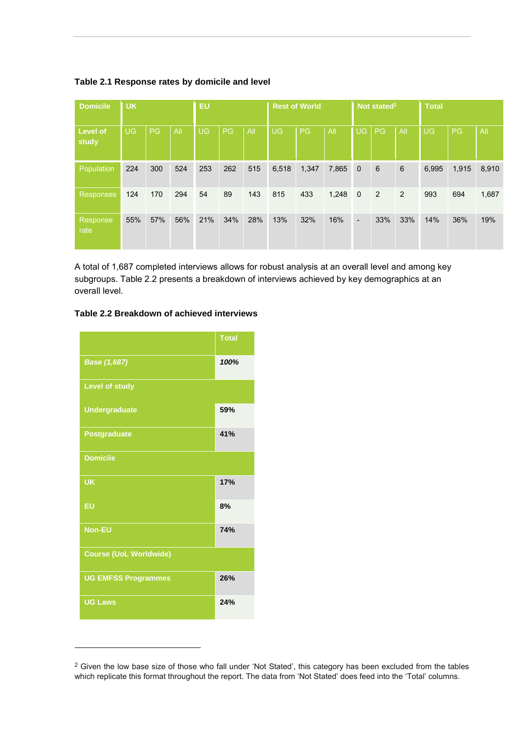**Table 2.1 Response rates by domicile and level**

| Domicile | UK | | | EU | | | Rest of World | | | Not stated[2] | | | Total | | |
|---|---|---|---|---|---|---|---|---|---|---|---|---|---|---|---|
| Level of study | UG | PG | All | UG | PG | All | UG | PG | All | UG | PG | All | UG | PG | All |
| Population | 224 | 300 | 524 | 253 | 262 | 515 | 6,518 | 1,347 | 7,865 | 0 | 6 | 6 | 6,995 | 1,915 | 8,910 |
| Responses | 124 | 170 | 294 | 54 | 89 | 143 | 815 | 433 | 1,248 | 0 | 2 | 2 | 993 | 694 | 1,687 |
| Response rate | 55% | 57% | 56% | 21% | 34% | 28% | 13% | 32% | 16% | - | 33% | 33% | 14% | 36% | 19% |

A total of 1,687 completed interviews allows for robust analysis at an overall level and among key subgroups. Table 2.2 presents a breakdown of interviews achieved by key demographics at an overall level.

**Table 2.2 Breakdown of achieved interviews**

| | Total |
|---|---|
| ***Base (1,687)*** | ***100%*** |
| **Level of study** | |
| **Undergraduate** | **59%** |
| **Postgraduate** | **41%** |
| **Domicile** | |
| **UK** | **17%** |
| **EU** | **8%** |
| **Non-EU** | **74%** |
| **Course (UoL Worldwide)** | |
| **UG EMFSS Programmes** | **26%** |
| **UG Laws** | **24%** |

[2] Given the low base size of those who fall under 'Not Stated', this category has been excluded from the tables which replicate this format throughout the report. The data from 'Not Stated' does feed into the 'Total' columns.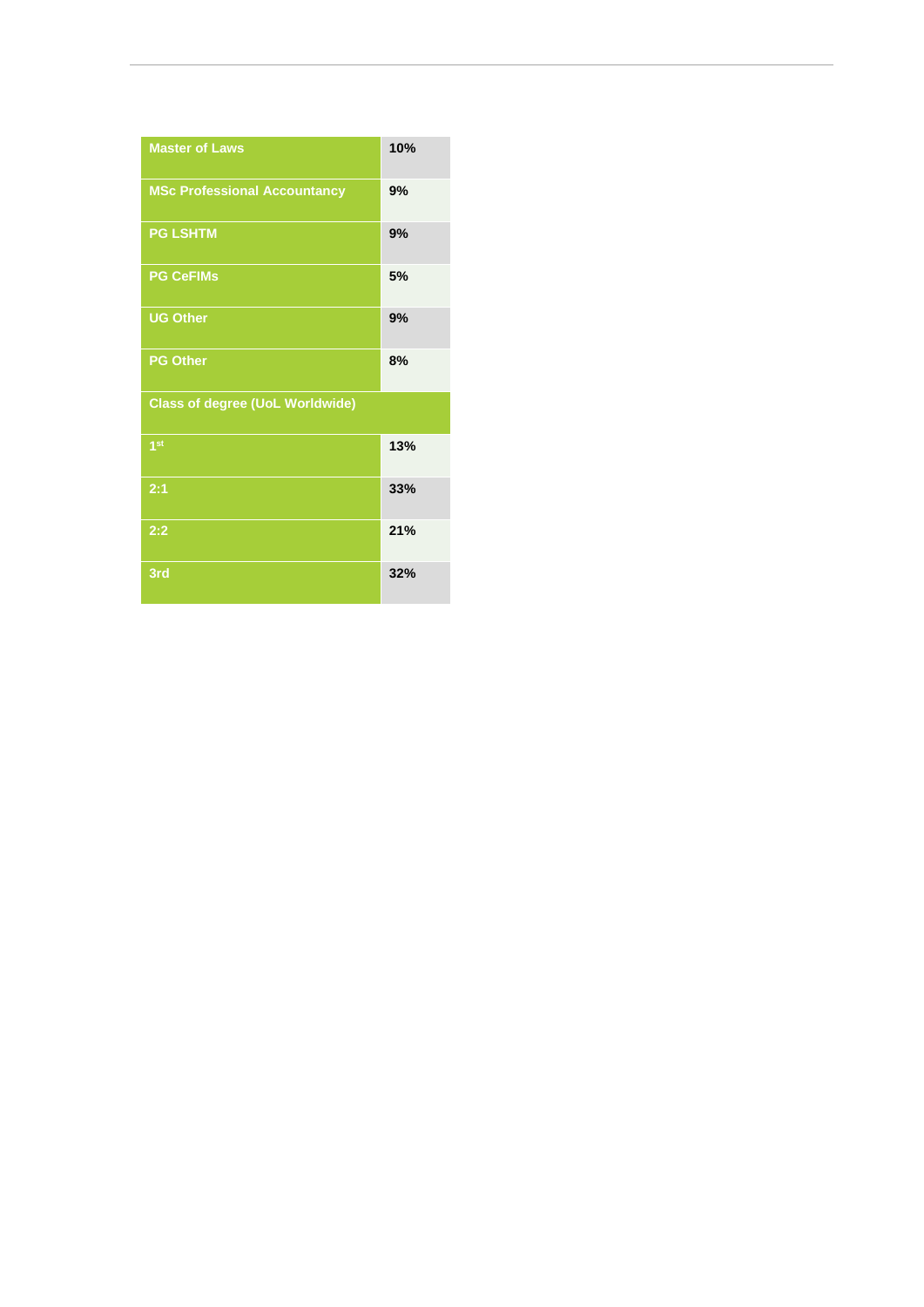| | |
|---|---|
| Master of Laws | 10% |
| MSc Professional Accountancy | 9% |
| PG LSHTM | 9% |
| PG CeFIMs | 5% |
| UG Other | 9% |
| PG Other | 8% |
| Class of degree (UoL Worldwide) | |
| 1st | 13% |
| 2:1 | 33% |
| 2:2 | 21% |
| 3rd | 32% |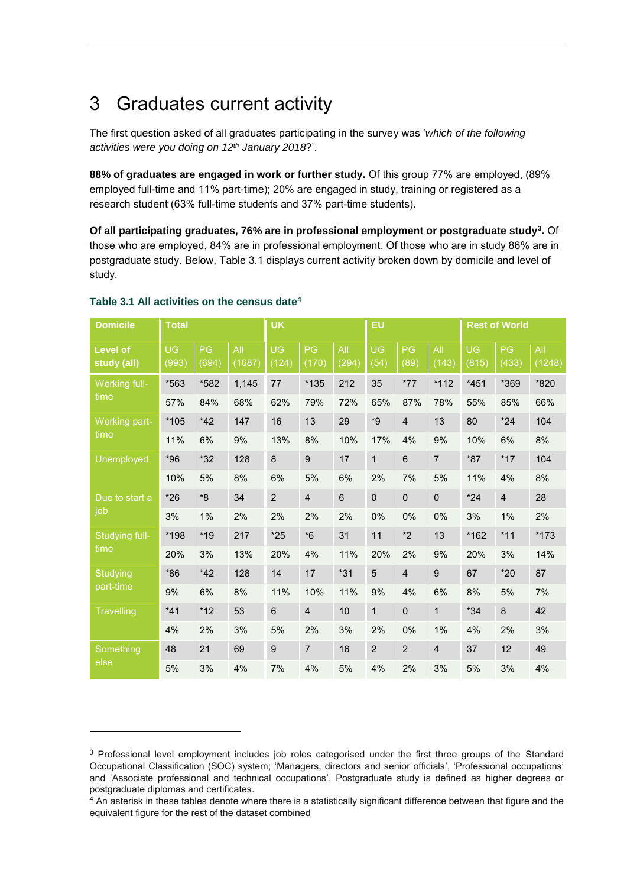# 3 Graduates current activity

The first question asked of all graduates participating in the survey was '*which of the following activities were you doing on 12th January 2018*?'.

**88% of graduates are engaged in work or further study.** Of this group 77% are employed, (89% employed full-time and 11% part-time); 20% are engaged in study, training or registered as a research student (63% full-time students and 37% part-time students).

**Of all participating graduates, 76% are in professional employment or postgraduate study[3].** Of those who are employed, 84% are in professional employment. Of those who are in study 86% are in postgraduate study. Below, Table 3.1 displays current activity broken down by domicile and level of study.

**Table 3.1 All activities on the census date[4]**

| Domicile | Total | | | UK | | | EU | | | Rest of World | | |
|---|---|---|---|---|---|---|---|---|---|---|---|---|
| Level of study (all) | UG (993) | PG (694) | All (1687) | UG (124) | PG (170) | All (294) | UG (54) | PG (89) | All (143) | UG (815) | PG (433) | All (1248) |
| Working full-time | *563 | *582 | 1,145 | 77 | *135 | 212 | 35 | *77 | *112 | *451 | *369 | *820 |
| | 57% | 84% | 68% | 62% | 79% | 72% | 65% | 87% | 78% | 55% | 85% | 66% |
| Working part-time | *105 | *42 | 147 | 16 | 13 | 29 | *9 | 4 | 13 | 80 | *24 | 104 |
| | 11% | 6% | 9% | 13% | 8% | 10% | 17% | 4% | 9% | 10% | 6% | 8% |
| Unemployed | *96 | *32 | 128 | 8 | 9 | 17 | 1 | 6 | 7 | *87 | *17 | 104 |
| | 10% | 5% | 8% | 6% | 5% | 6% | 2% | 7% | 5% | 11% | 4% | 8% |
| Due to start a job | *26 | *8 | 34 | 2 | 4 | 6 | 0 | 0 | 0 | *24 | 4 | 28 |
| | 3% | 1% | 2% | 2% | 2% | 2% | 0% | 0% | 0% | 3% | 1% | 2% |
| Studying full-time | *198 | *19 | 217 | *25 | *6 | 31 | 11 | *2 | 13 | *162 | *11 | *173 |
| | 20% | 3% | 13% | 20% | 4% | 11% | 20% | 2% | 9% | 20% | 3% | 14% |
| Studying part-time | *86 | *42 | 128 | 14 | 17 | *31 | 5 | 4 | 9 | 67 | *20 | 87 |
| | 9% | 6% | 8% | 11% | 10% | 11% | 9% | 4% | 6% | 8% | 5% | 7% |
| Travelling | *41 | *12 | 53 | 6 | 4 | 10 | 1 | 0 | 1 | *34 | 8 | 42 |
| | 4% | 2% | 3% | 5% | 2% | 3% | 2% | 0% | 1% | 4% | 2% | 3% |
| Something else | 48 | 21 | 69 | 9 | 7 | 16 | 2 | 2 | 4 | 37 | 12 | 49 |
| | 5% | 3% | 4% | 7% | 4% | 5% | 4% | 2% | 3% | 5% | 3% | 4% |

[3] Professional level employment includes job roles categorised under the first three groups of the Standard Occupational Classification (SOC) system; 'Managers, directors and senior officials', 'Professional occupations' and 'Associate professional and technical occupations'. Postgraduate study is defined as higher degrees or postgraduate diplomas and certificates.

[4] An asterisk in these tables denote where there is a statistically significant difference between that figure and the equivalent figure for the rest of the dataset combined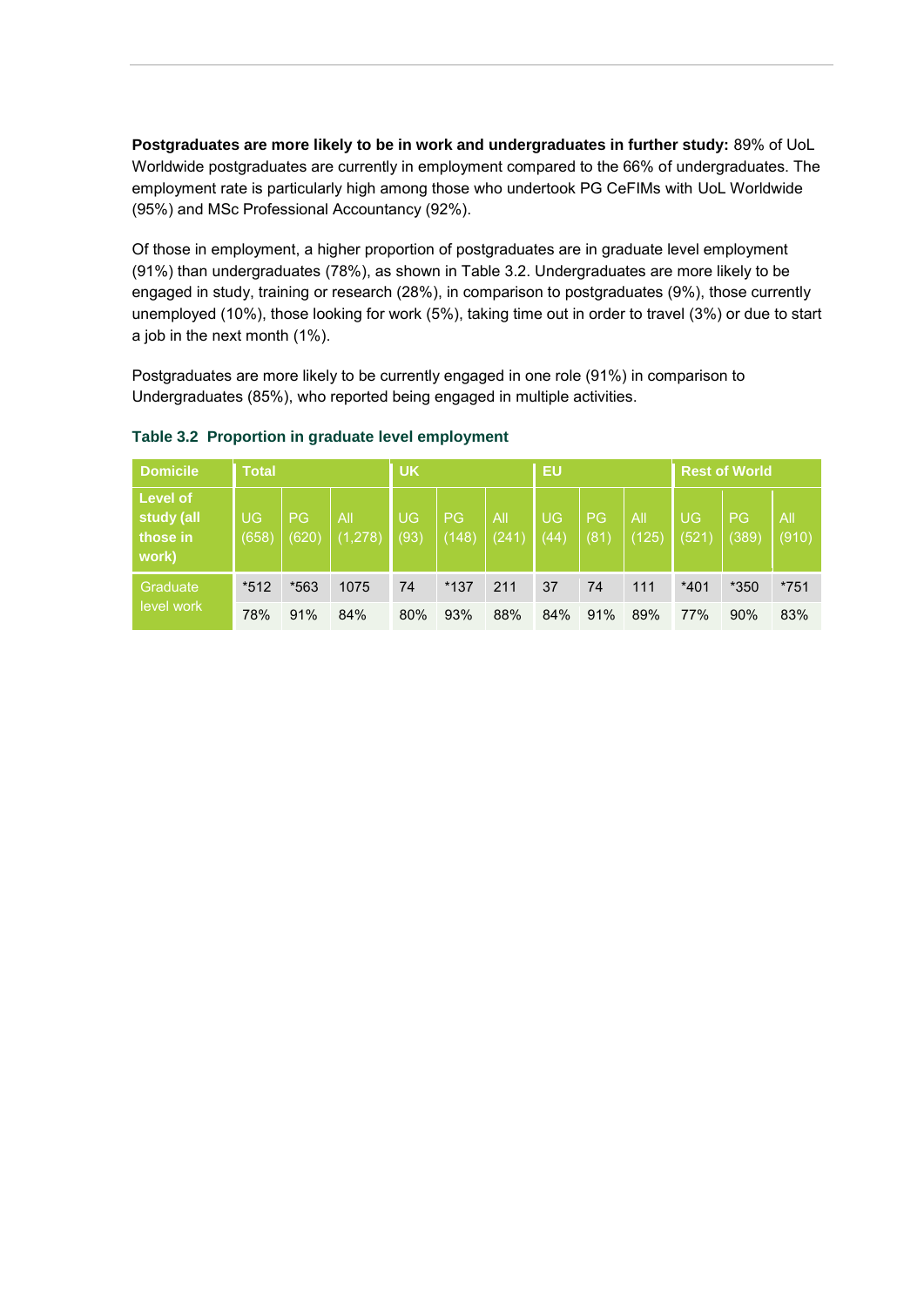**Postgraduates are more likely to be in work and undergraduates in further study:** 89% of UoL Worldwide postgraduates are currently in employment compared to the 66% of undergraduates. The employment rate is particularly high among those who undertook PG CeFIMs with UoL Worldwide (95%) and MSc Professional Accountancy (92%).

Of those in employment, a higher proportion of postgraduates are in graduate level employment (91%) than undergraduates (78%), as shown in Table 3.2. Undergraduates are more likely to be engaged in study, training or research (28%), in comparison to postgraduates (9%), those currently unemployed (10%), those looking for work (5%), taking time out in order to travel (3%) or due to start a job in the next month (1%).

Postgraduates are more likely to be currently engaged in one role (91%) in comparison to Undergraduates (85%), who reported being engaged in multiple activities.

**Table 3.2 Proportion in graduate level employment**

| Domicile | Total | | | UK | | | EU | | | Rest of World | | |
|---|---|---|---|---|---|---|---|---|---|---|---|---|
| Level of study (all those in work) | UG (658) | PG (620) | All (1,278) | UG (93) | PG (148) | All (241) | UG (44) | PG (81) | All (125) | UG (521) | PG (389) | All (910) |
| Graduate level work | *512 | *563 | 1075 | 74 | *137 | 211 | 37 | 74 | 111 | *401 | *350 | *751 |
| | 78% | 91% | 84% | 80% | 93% | 88% | 84% | 91% | 89% | 77% | 90% | 83% |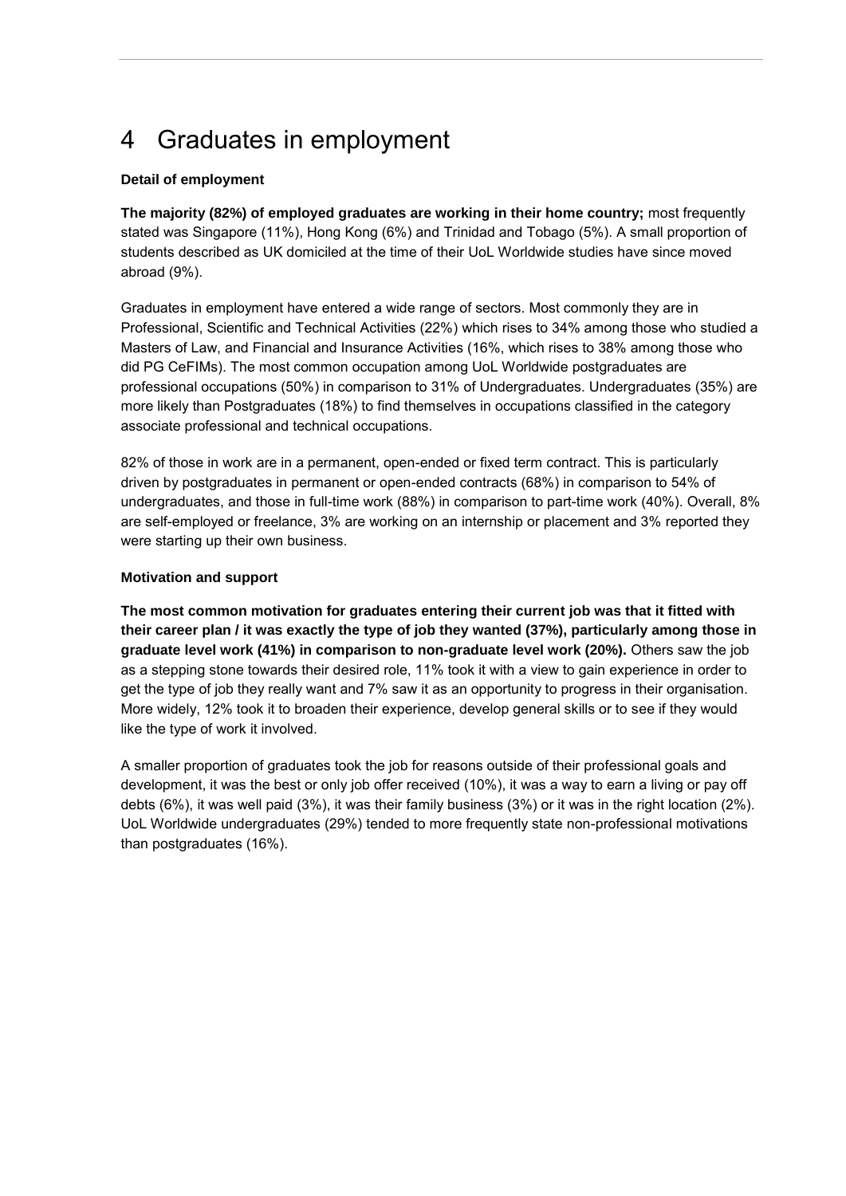# 4 Graduates in employment

**Detail of employment**

**The majority (82%) of employed graduates are working in their home country;** most frequently stated was Singapore (11%), Hong Kong (6%) and Trinidad and Tobago (5%). A small proportion of students described as UK domiciled at the time of their UoL Worldwide studies have since moved abroad (9%).

Graduates in employment have entered a wide range of sectors. Most commonly they are in Professional, Scientific and Technical Activities (22%) which rises to 34% among those who studied a Masters of Law, and Financial and Insurance Activities (16%, which rises to 38% among those who did PG CeFIMs). The most common occupation among UoL Worldwide postgraduates are professional occupations (50%) in comparison to 31% of Undergraduates. Undergraduates (35%) are more likely than Postgraduates (18%) to find themselves in occupations classified in the category associate professional and technical occupations.

82% of those in work are in a permanent, open-ended or fixed term contract. This is particularly driven by postgraduates in permanent or open-ended contracts (68%) in comparison to 54% of undergraduates, and those in full-time work (88%) in comparison to part-time work (40%). Overall, 8% are self-employed or freelance, 3% are working on an internship or placement and 3% reported they were starting up their own business.

**Motivation and support**

**The most common motivation for graduates entering their current job was that it fitted with their career plan / it was exactly the type of job they wanted (37%), particularly among those in graduate level work (41%) in comparison to non-graduate level work (20%).** Others saw the job as a stepping stone towards their desired role, 11% took it with a view to gain experience in order to get the type of job they really want and 7% saw it as an opportunity to progress in their organisation. More widely, 12% took it to broaden their experience, develop general skills or to see if they would like the type of work it involved.

A smaller proportion of graduates took the job for reasons outside of their professional goals and development, it was the best or only job offer received (10%), it was a way to earn a living or pay off debts (6%), it was well paid (3%), it was their family business (3%) or it was in the right location (2%). UoL Worldwide undergraduates (29%) tended to more frequently state non-professional motivations than postgraduates (16%).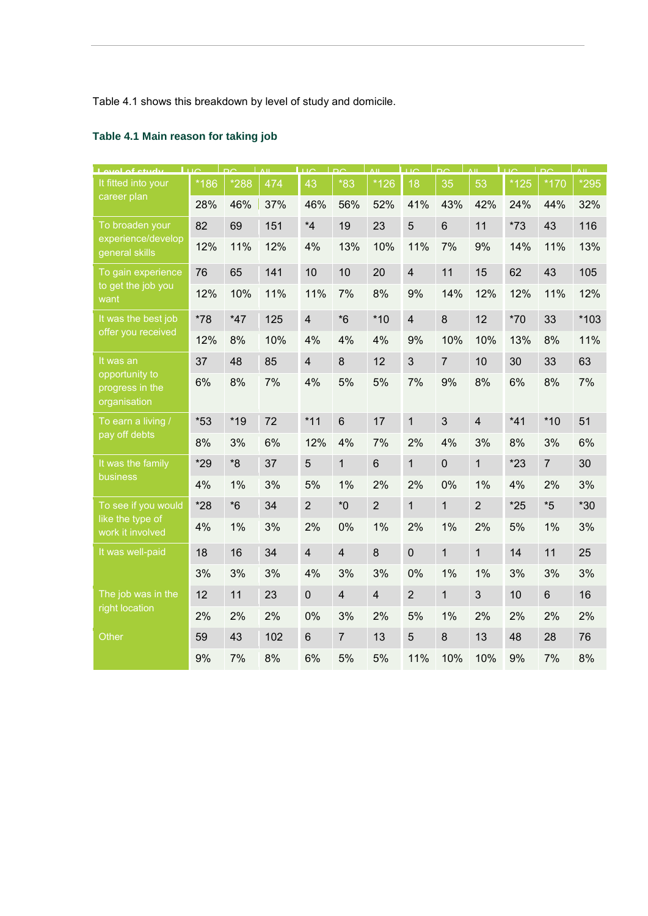Table 4.1 shows this breakdown by level of study and domicile.

### Table 4.1 Main reason for taking job

| Level of study | UG | PG | All | UG | PG | All | UG | PG | All | UG | PG | All |
|---|---|---|---|---|---|---|---|---|---|---|---|---|
| It fitted into your career plan | *186 | *288 | 474 | 43 | *83 | *126 | 18 | 35 | 53 | *125 | *170 | *295 |
| | 28% | 46% | 37% | 46% | 56% | 52% | 41% | 43% | 42% | 24% | 44% | 32% |
| To broaden your experience/develop general skills | 82 | 69 | 151 | *4 | 19 | 23 | 5 | 6 | 11 | *73 | 43 | 116 |
| | 12% | 11% | 12% | 4% | 13% | 10% | 11% | 7% | 9% | 14% | 11% | 13% |
| To gain experience to get the job you want | 76 | 65 | 141 | 10 | 10 | 20 | 4 | 11 | 15 | 62 | 43 | 105 |
| | 12% | 10% | 11% | 11% | 7% | 8% | 9% | 14% | 12% | 12% | 11% | 12% |
| It was the best job offer you received | *78 | *47 | 125 | 4 | *6 | *10 | 4 | 8 | 12 | *70 | 33 | *103 |
| | 12% | 8% | 10% | 4% | 4% | 4% | 9% | 10% | 10% | 13% | 8% | 11% |
| It was an opportunity to progress in the organisation | 37 | 48 | 85 | 4 | 8 | 12 | 3 | 7 | 10 | 30 | 33 | 63 |
| | 6% | 8% | 7% | 4% | 5% | 5% | 7% | 9% | 8% | 6% | 8% | 7% |
| To earn a living / pay off debts | *53 | *19 | 72 | *11 | 6 | 17 | 1 | 3 | 4 | *41 | *10 | 51 |
| | 8% | 3% | 6% | 12% | 4% | 7% | 2% | 4% | 3% | 8% | 3% | 6% |
| It was the family business | *29 | *8 | 37 | 5 | 1 | 6 | 1 | 0 | 1 | *23 | 7 | 30 |
| | 4% | 1% | 3% | 5% | 1% | 2% | 2% | 0% | 1% | 4% | 2% | 3% |
| To see if you would like the type of work it involved | *28 | *6 | 34 | 2 | *0 | 2 | 1 | 1 | 2 | *25 | *5 | *30 |
| | 4% | 1% | 3% | 2% | 0% | 1% | 2% | 1% | 2% | 5% | 1% | 3% |
| It was well-paid | 18 | 16 | 34 | 4 | 4 | 8 | 0 | 1 | 1 | 14 | 11 | 25 |
| | 3% | 3% | 3% | 4% | 3% | 3% | 0% | 1% | 1% | 3% | 3% | 3% |
| The job was in the right location | 12 | 11 | 23 | 0 | 4 | 4 | 2 | 1 | 3 | 10 | 6 | 16 |
| | 2% | 2% | 2% | 0% | 3% | 2% | 5% | 1% | 2% | 2% | 2% | 2% |
| Other | 59 | 43 | 102 | 6 | 7 | 13 | 5 | 8 | 13 | 48 | 28 | 76 |
| | 9% | 7% | 8% | 6% | 5% | 5% | 11% | 10% | 10% | 9% | 7% | 8% |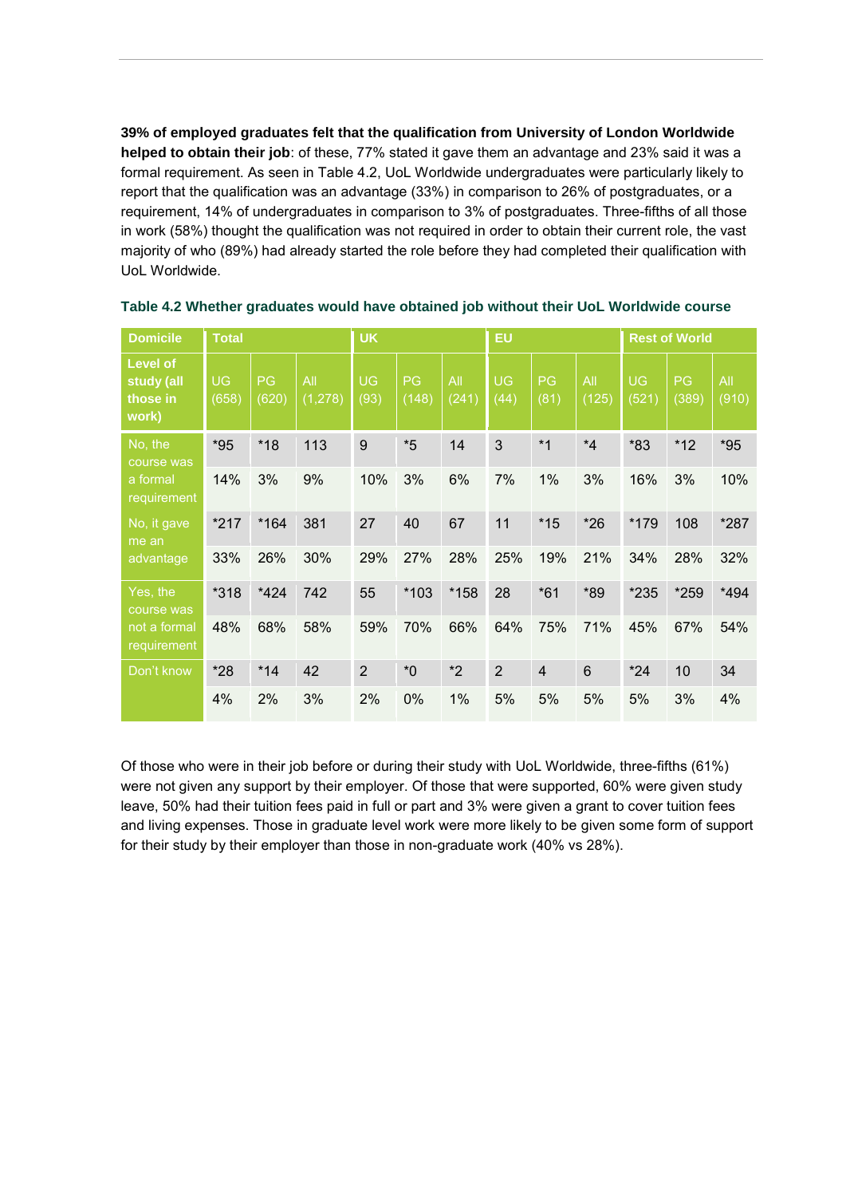**39% of employed graduates felt that the qualification from University of London Worldwide helped to obtain their job**: of these, 77% stated it gave them an advantage and 23% said it was a formal requirement. As seen in Table 4.2, UoL Worldwide undergraduates were particularly likely to report that the qualification was an advantage (33%) in comparison to 26% of postgraduates, or a requirement, 14% of undergraduates in comparison to 3% of postgraduates. Three-fifths of all those in work (58%) thought the qualification was not required in order to obtain their current role, the vast majority of who (89%) had already started the role before they had completed their qualification with UoL Worldwide.

**Table 4.2 Whether graduates would have obtained job without their UoL Worldwide course**

| Domicile | Total | | | UK | | | EU | | | Rest of World | | |
|---|---|---|---|---|---|---|---|---|---|---|---|---|
| Level of study (all those in work) | UG (658) | PG (620) | All (1,278) | UG (93) | PG (148) | All (241) | UG (44) | PG (81) | All (125) | UG (521) | PG (389) | All (910) |
| No, the course was a formal requirement | *95 | *18 | 113 | 9 | *5 | 14 | 3 | *1 | *4 | *83 | *12 | *95 |
| | 14% | 3% | 9% | 10% | 3% | 6% | 7% | 1% | 3% | 16% | 3% | 10% |
| No, it gave me an advantage | *217 | *164 | 381 | 27 | 40 | 67 | 11 | *15 | *26 | *179 | 108 | *287 |
| | 33% | 26% | 30% | 29% | 27% | 28% | 25% | 19% | 21% | 34% | 28% | 32% |
| Yes, the course was not a formal requirement | *318 | *424 | 742 | 55 | *103 | *158 | 28 | *61 | *89 | *235 | *259 | *494 |
| | 48% | 68% | 58% | 59% | 70% | 66% | 64% | 75% | 71% | 45% | 67% | 54% |
| Don't know | *28 | *14 | 42 | 2 | *0 | *2 | 2 | 4 | 6 | *24 | 10 | 34 |
| | 4% | 2% | 3% | 2% | 0% | 1% | 5% | 5% | 5% | 5% | 3% | 4% |

Of those who were in their job before or during their study with UoL Worldwide, three-fifths (61%) were not given any support by their employer. Of those that were supported, 60% were given study leave, 50% had their tuition fees paid in full or part and 3% were given a grant to cover tuition fees and living expenses. Those in graduate level work were more likely to be given some form of support for their study by their employer than those in non-graduate work (40% vs 28%).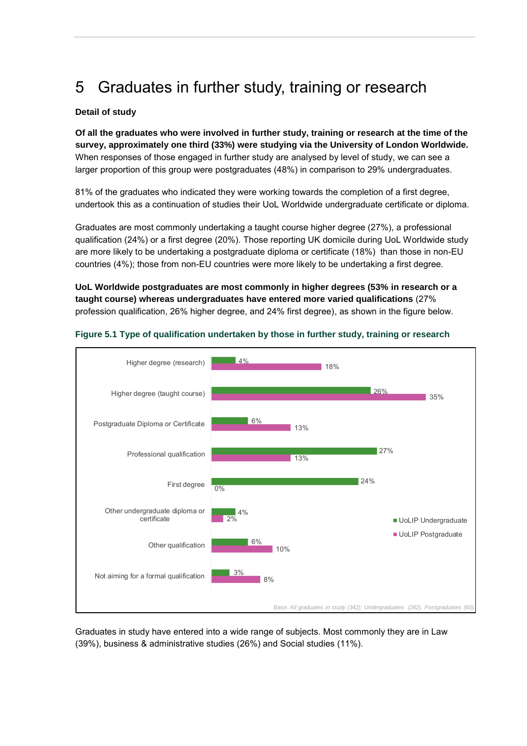# 5 Graduates in further study, training or research

**Detail of study**

**Of all the graduates who were involved in further study, training or research at the time of the survey, approximately one third (33%) were studying via the University of London Worldwide.** When responses of those engaged in further study are analysed by level of study, we can see a larger proportion of this group were postgraduates (48%) in comparison to 29% undergraduates.

81% of the graduates who indicated they were working towards the completion of a first degree, undertook this as a continuation of studies their UoL Worldwide undergraduate certificate or diploma.

Graduates are most commonly undertaking a taught course higher degree (27%), a professional qualification (24%) or a first degree (20%). Those reporting UK domicile during UoL Worldwide study are more likely to be undertaking a postgraduate diploma or certificate (18%) than those in non-EU countries (4%); those from non-EU countries were more likely to be undertaking a first degree.

**UoL Worldwide postgraduates are most commonly in higher degrees (53% in research or a taught course) whereas undergraduates have entered more varied qualifications** (27% profession qualification, 26% higher degree, and 24% first degree), as shown in the figure below.

**Figure 5.1 Type of qualification undertaken by those in further study, training or research**

| Qualification | UoLIP Undergraduate | UoLIP Postgraduate |
|---|---|---|
| Higher degree (research) | 4% | 18% |
| Higher degree (taught course) | 26% | 35% |
| Postgraduate Diploma or Certificate | 6% | 13% |
| Professional qualification | 27% | 13% |
| First degree | 24% | 0% |
| Other undergraduate diploma or certificate | 4% | 2% |
| Other qualification | 6% | 10% |
| Not aiming for a formal qualification | 3% | 8% |

*Base: All graduates in study (342); Undergraduates (282), Postgraduates (60)*

Graduates in study have entered into a wide range of subjects. Most commonly they are in Law (39%), business & administrative studies (26%) and Social studies (11%).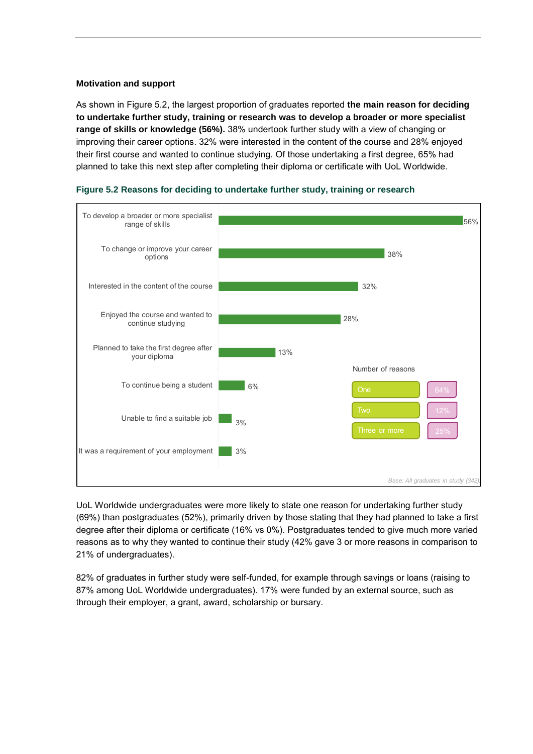**Motivation and support**

As shown in Figure 5.2, the largest proportion of graduates reported **the main reason for deciding to undertake further study, training or research was to develop a broader or more specialist range of skills or knowledge (56%).** 38% undertook further study with a view of changing or improving their career options. 32% were interested in the content of the course and 28% enjoyed their first course and wanted to continue studying. Of those undertaking a first degree, 65% had planned to take this next step after completing their diploma or certificate with UoL Worldwide.

**Figure 5.2 Reasons for deciding to undertake further study, training or research**

| Reason | % |
|---|---|
| To develop a broader or more specialist range of skills | 56% |
| To change or improve your career options | 38% |
| Interested in the content of the course | 32% |
| Enjoyed the course and wanted to continue studying | 28% |
| Planned to take the first degree after your diploma | 13% |
| To continue being a student | 6% |
| Unable to find a suitable job | 3% |
| It was a requirement of your employment | 3% |

| Number of reasons | % |
|---|---|
| One | 64% |
| Two | 12% |
| Three or more | 25% |

*Base: All graduates in study (342)*

UoL Worldwide undergraduates were more likely to state one reason for undertaking further study (69%) than postgraduates (52%), primarily driven by those stating that they had planned to take a first degree after their diploma or certificate (16% vs 0%). Postgraduates tended to give much more varied reasons as to why they wanted to continue their study (42% gave 3 or more reasons in comparison to 21% of undergraduates).

82% of graduates in further study were self-funded, for example through savings or loans (raising to 87% among UoL Worldwide undergraduates). 17% were funded by an external source, such as through their employer, a grant, award, scholarship or bursary.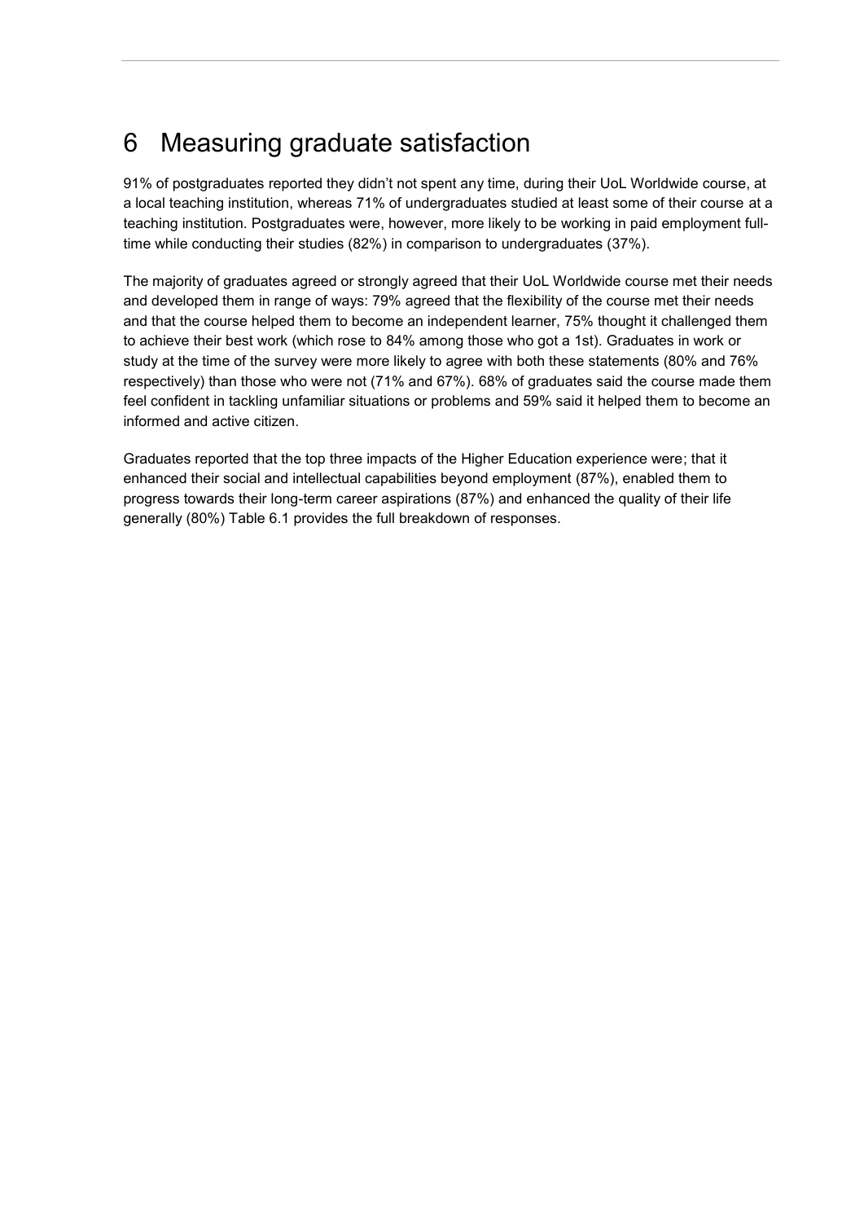# 6 Measuring graduate satisfaction

91% of postgraduates reported they didn't not spent any time, during their UoL Worldwide course, at a local teaching institution, whereas 71% of undergraduates studied at least some of their course at a teaching institution. Postgraduates were, however, more likely to be working in paid employment full-time while conducting their studies (82%) in comparison to undergraduates (37%).

The majority of graduates agreed or strongly agreed that their UoL Worldwide course met their needs and developed them in range of ways: 79% agreed that the flexibility of the course met their needs and that the course helped them to become an independent learner, 75% thought it challenged them to achieve their best work (which rose to 84% among those who got a 1st). Graduates in work or study at the time of the survey were more likely to agree with both these statements (80% and 76% respectively) than those who were not (71% and 67%). 68% of graduates said the course made them feel confident in tackling unfamiliar situations or problems and 59% said it helped them to become an informed and active citizen.

Graduates reported that the top three impacts of the Higher Education experience were; that it enhanced their social and intellectual capabilities beyond employment (87%), enabled them to progress towards their long-term career aspirations (87%) and enhanced the quality of their life generally (80%) Table 6.1 provides the full breakdown of responses.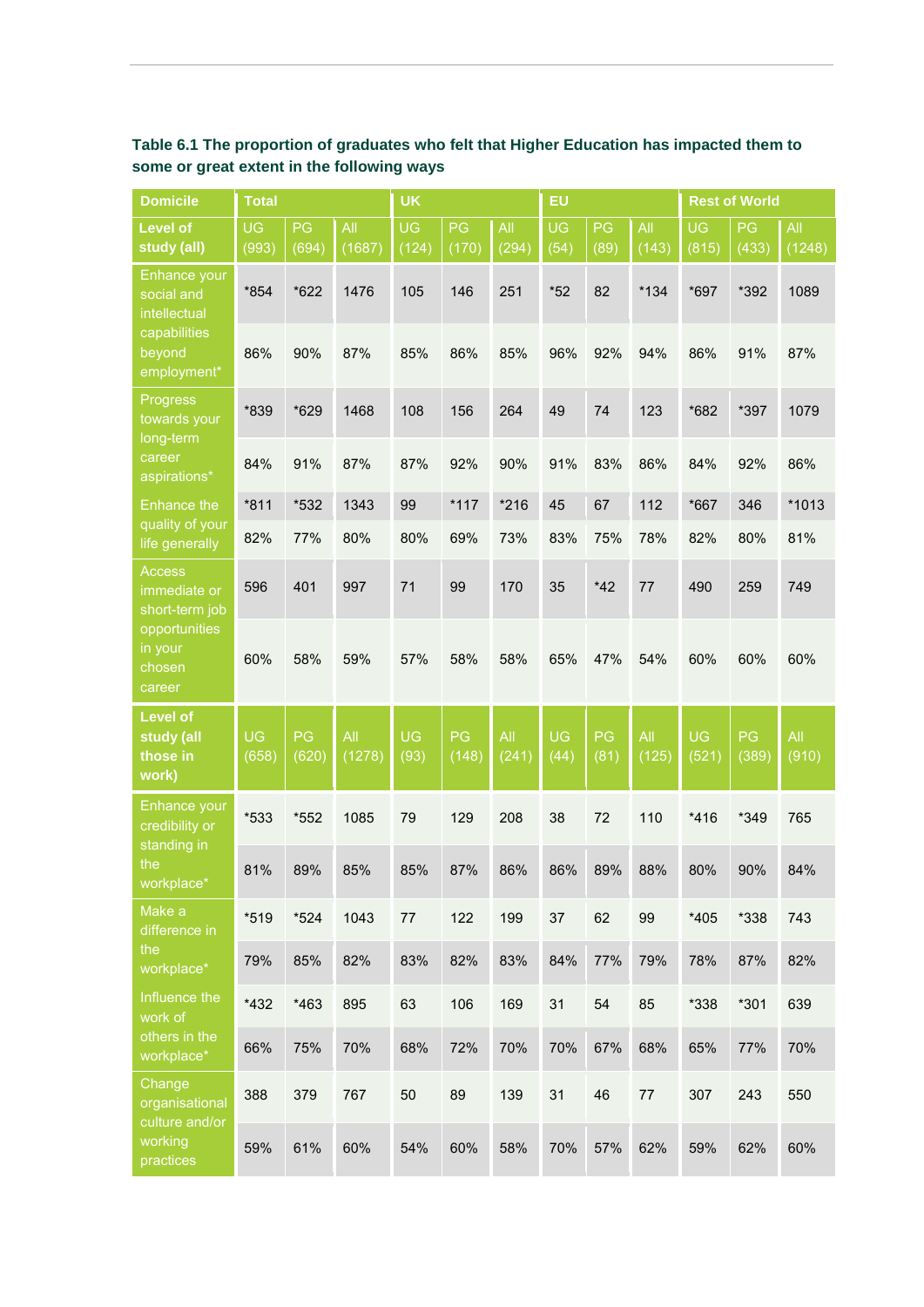**Table 6.1 The proportion of graduates who felt that Higher Education has impacted them to some or great extent in the following ways**

| Domicile | Total | | | UK | | | EU | | | Rest of World | | |
|---|---|---|---|---|---|---|---|---|---|---|---|---|
| Level of study (all) | UG (993) | PG (694) | All (1687) | UG (124) | PG (170) | All (294) | UG (54) | PG (89) | All (143) | UG (815) | PG (433) | All (1248) |
| Enhance your social and intellectual capabilities beyond employment* | *854 | *622 | 1476 | 105 | 146 | 251 | *52 | 82 | *134 | *697 | *392 | 1089 |
| | 86% | 90% | 87% | 85% | 86% | 85% | 96% | 92% | 94% | 86% | 91% | 87% |
| Progress towards your long-term career aspirations* | *839 | *629 | 1468 | 108 | 156 | 264 | 49 | 74 | 123 | *682 | *397 | 1079 |
| | 84% | 91% | 87% | 87% | 92% | 90% | 91% | 83% | 86% | 84% | 92% | 86% |
| Enhance the quality of your life generally | *811 | *532 | 1343 | 99 | *117 | *216 | 45 | 67 | 112 | *667 | 346 | *1013 |
| | 82% | 77% | 80% | 80% | 69% | 73% | 83% | 75% | 78% | 82% | 80% | 81% |
| Access immediate or short-term job opportunities in your chosen career | 596 | 401 | 997 | 71 | 99 | 170 | 35 | *42 | 77 | 490 | 259 | 749 |
| | 60% | 58% | 59% | 57% | 58% | 58% | 65% | 47% | 54% | 60% | 60% | 60% |
| Level of study (all those in work) | UG (658) | PG (620) | All (1278) | UG (93) | PG (148) | All (241) | UG (44) | PG (81) | All (125) | UG (521) | PG (389) | All (910) |
| Enhance your credibility or standing in the workplace* | *533 | *552 | 1085 | 79 | 129 | 208 | 38 | 72 | 110 | *416 | *349 | 765 |
| | 81% | 89% | 85% | 85% | 87% | 86% | 86% | 89% | 88% | 80% | 90% | 84% |
| Make a difference in the workplace* | *519 | *524 | 1043 | 77 | 122 | 199 | 37 | 62 | 99 | *405 | *338 | 743 |
| | 79% | 85% | 82% | 83% | 82% | 83% | 84% | 77% | 79% | 78% | 87% | 82% |
| Influence the work of others in the workplace* | *432 | *463 | 895 | 63 | 106 | 169 | 31 | 54 | 85 | *338 | *301 | 639 |
| | 66% | 75% | 70% | 68% | 72% | 70% | 70% | 67% | 68% | 65% | 77% | 70% |
| Change organisational culture and/or working practices | 388 | 379 | 767 | 50 | 89 | 139 | 31 | 46 | 77 | 307 | 243 | 550 |
| | 59% | 61% | 60% | 54% | 60% | 58% | 70% | 57% | 62% | 59% | 62% | 60% |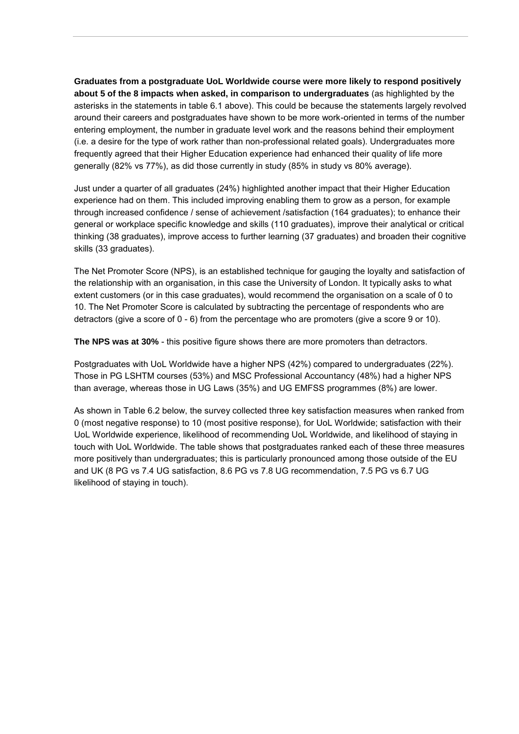**Graduates from a postgraduate UoL Worldwide course were more likely to respond positively about 5 of the 8 impacts when asked, in comparison to undergraduates** (as highlighted by the asterisks in the statements in table 6.1 above). This could be because the statements largely revolved around their careers and postgraduates have shown to be more work-oriented in terms of the number entering employment, the number in graduate level work and the reasons behind their employment (i.e. a desire for the type of work rather than non-professional related goals). Undergraduates more frequently agreed that their Higher Education experience had enhanced their quality of life more generally (82% vs 77%), as did those currently in study (85% in study vs 80% average).

Just under a quarter of all graduates (24%) highlighted another impact that their Higher Education experience had on them. This included improving enabling them to grow as a person, for example through increased confidence / sense of achievement /satisfaction (164 graduates); to enhance their general or workplace specific knowledge and skills (110 graduates), improve their analytical or critical thinking (38 graduates), improve access to further learning (37 graduates) and broaden their cognitive skills (33 graduates).

The Net Promoter Score (NPS), is an established technique for gauging the loyalty and satisfaction of the relationship with an organisation, in this case the University of London. It typically asks to what extent customers (or in this case graduates), would recommend the organisation on a scale of 0 to 10. The Net Promoter Score is calculated by subtracting the percentage of respondents who are detractors (give a score of 0 - 6) from the percentage who are promoters (give a score 9 or 10).

**The NPS was at 30%** - this positive figure shows there are more promoters than detractors.

Postgraduates with UoL Worldwide have a higher NPS (42%) compared to undergraduates (22%). Those in PG LSHTM courses (53%) and MSC Professional Accountancy (48%) had a higher NPS than average, whereas those in UG Laws (35%) and UG EMFSS programmes (8%) are lower.

As shown in Table 6.2 below, the survey collected three key satisfaction measures when ranked from 0 (most negative response) to 10 (most positive response), for UoL Worldwide; satisfaction with their UoL Worldwide experience, likelihood of recommending UoL Worldwide, and likelihood of staying in touch with UoL Worldwide. The table shows that postgraduates ranked each of these three measures more positively than undergraduates; this is particularly pronounced among those outside of the EU and UK (8 PG vs 7.4 UG satisfaction, 8.6 PG vs 7.8 UG recommendation, 7.5 PG vs 6.7 UG likelihood of staying in touch).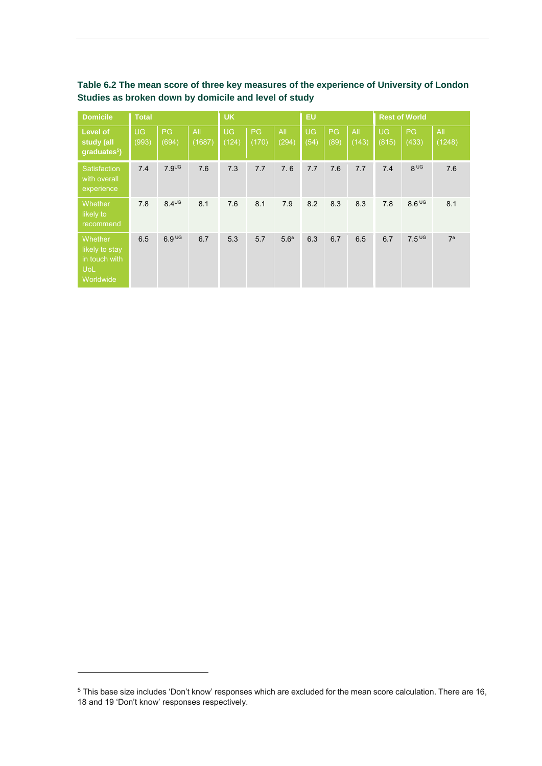**Table 6.2 The mean score of three key measures of the experience of University of London Studies as broken down by domicile and level of study**

| Domicile | Total | | | UK | | | EU | | | Rest of World | | |
|---|---|---|---|---|---|---|---|---|---|---|---|---|
| Level of study (all graduates[5]) | UG (993) | PG (694) | All (1687) | UG (124) | PG (170) | All (294) | UG (54) | PG (89) | All (143) | UG (815) | PG (433) | All (1248) |
| Satisfaction with overall experience | 7.4 | 7.9[UG] | 7.6 | 7.3 | 7.7 | 7.6 | 7.7 | 7.6 | 7.7 | 7.4 | 8[UG] | 7.6 |
| Whether likely to recommend | 7.8 | 8.4[UG] | 8.1 | 7.6 | 8.1 | 7.9 | 8.2 | 8.3 | 8.3 | 7.8 | 8.6[UG] | 8.1 |
| Whether likely to stay in touch with UoL Worldwide | 6.5 | 6.9[UG] | 6.7 | 5.3 | 5.7 | 5.6[a] | 6.3 | 6.7 | 6.5 | 6.7 | 7.5[UG] | 7[a] |

[5] This base size includes 'Don't know' responses which are excluded for the mean score calculation. There are 16, 18 and 19 'Don't know' responses respectively.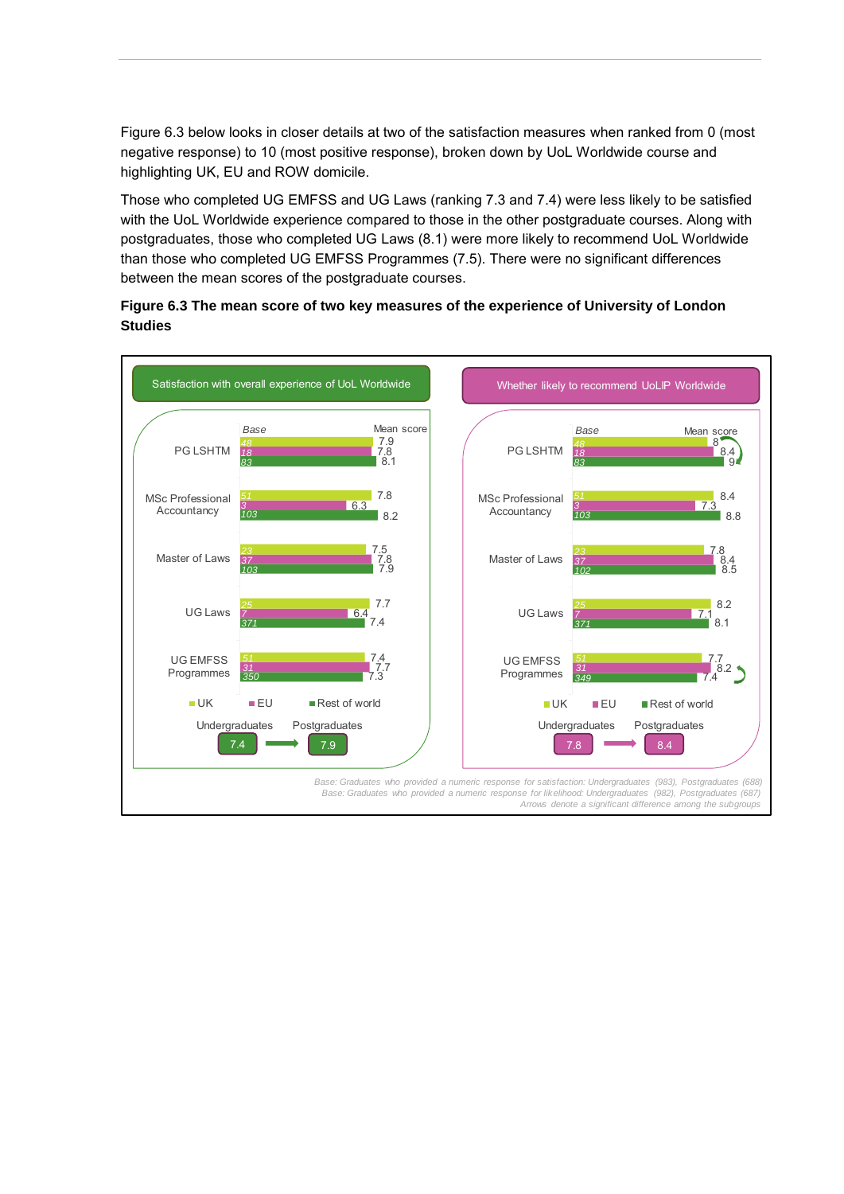Figure 6.3 below looks in closer details at two of the satisfaction measures when ranked from 0 (most negative response) to 10 (most positive response), broken down by UoL Worldwide course and highlighting UK, EU and ROW domicile.

Those who completed UG EMFSS and UG Laws (ranking 7.3 and 7.4) were less likely to be satisfied with the UoL Worldwide experience compared to those in the other postgraduate courses. Along with postgraduates, those who completed UG Laws (8.1) were more likely to recommend UoL Worldwide than those who completed UG EMFSS Programmes (7.5). There were no significant differences between the mean scores of the postgraduate courses.

**Figure 6.3 The mean score of two key measures of the experience of University of London Studies**

**Satisfaction with overall experience of UoL Worldwide**

| Course | Domicile | Base | Mean score |
|---|---|---|---|
| PG LSHTM | UK | 48 | 7.9 |
| | EU | 18 | 7.8 |
| | Rest of world | 83 | 8.1 |
| MSc Professional Accountancy | UK | 51 | 7.8 |
| | EU | 3 | 6.3 |
| | Rest of world | 103 | 8.2 |
| Master of Laws | UK | 23 | 7.5 |
| | EU | 37 | 7.8 |
| | Rest of world | 103 | 7.9 |
| UG Laws | UK | 25 | 7.7 |
| | EU | 7 | 6.4 |
| | Rest of world | 371 | 7.4 |
| UG EMFSS Programmes | UK | 51 | 7.4 |
| | EU | 31 | 7.7 |
| | Rest of world | 350 | 7.3 |

Undergraduates: 7.4 → Postgraduates: 7.9

**Whether likely to recommend UoLIP Worldwide**

| Course | Domicile | Base | Mean score |
|---|---|---|---|
| PG LSHTM | UK | 48 | 8 |
| | EU | 18 | 8.4 |
| | Rest of world | 83 | 9 |
| MSc Professional Accountancy | UK | 51 | 8.4 |
| | EU | 3 | 7.3 |
| | Rest of world | 103 | 8.8 |
| Master of Laws | UK | 23 | 7.8 |
| | EU | 37 | 8.4 |
| | Rest of world | 102 | 8.5 |
| UG Laws | UK | 25 | 8.2 |
| | EU | 7 | 7.1 |
| | Rest of world | 371 | 8.1 |
| UG EMFSS Programmes | UK | 51 | 7.7 |
| | EU | 31 | 8.2 |
| | Rest of world | 349 | 7.4 |

Undergraduates: 7.8 → Postgraduates: 8.4

*Base: Graduates who provided a numeric response for satisfaction: Undergraduates (983), Postgraduates (688)*
*Base: Graduates who provided a numeric response for likelihood: Undergraduates (982), Postgraduates (687)*
*Arrows denote a significant difference among the subgroups*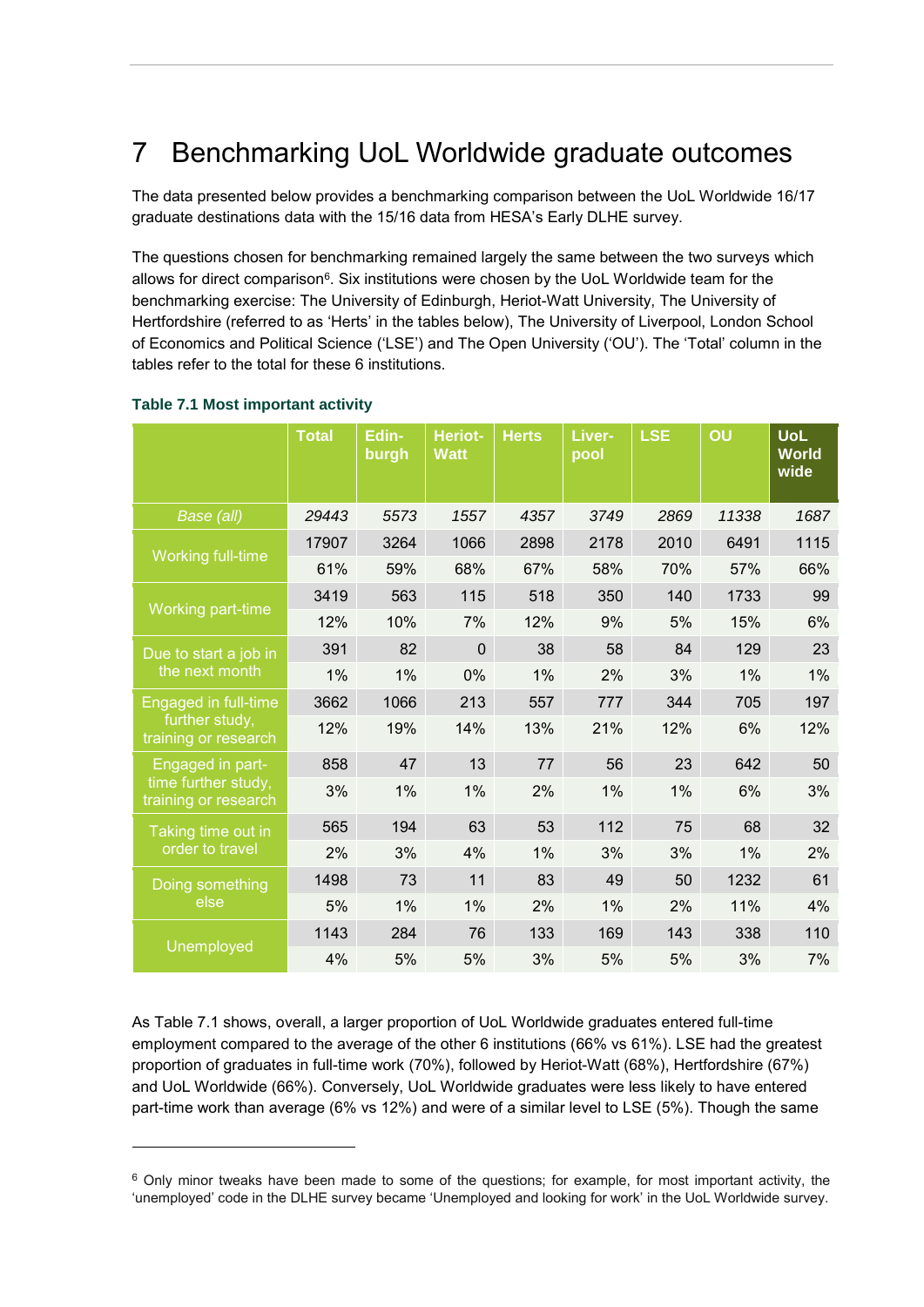# 7 Benchmarking UoL Worldwide graduate outcomes

The data presented below provides a benchmarking comparison between the UoL Worldwide 16/17 graduate destinations data with the 15/16 data from HESA's Early DLHE survey.

The questions chosen for benchmarking remained largely the same between the two surveys which allows for direct comparison[6]. Six institutions were chosen by the UoL Worldwide team for the benchmarking exercise: The University of Edinburgh, Heriot-Watt University, The University of Hertfordshire (referred to as 'Herts' in the tables below), The University of Liverpool, London School of Economics and Political Science ('LSE') and The Open University ('OU'). The 'Total' column in the tables refer to the total for these 6 institutions.

**Table 7.1 Most important activity**

| | Total | Edinburgh | Heriot-Watt | Herts | Liverpool | LSE | OU | UoL Worldwide |
|---|---|---|---|---|---|---|---|---|
| *Base (all)* | *29443* | *5573* | *1557* | *4357* | *3749* | *2869* | *11338* | *1687* |
| Working full-time | 17907 | 3264 | 1066 | 2898 | 2178 | 2010 | 6491 | 1115 |
| | 61% | 59% | 68% | 67% | 58% | 70% | 57% | 66% |
| Working part-time | 3419 | 563 | 115 | 518 | 350 | 140 | 1733 | 99 |
| | 12% | 10% | 7% | 12% | 9% | 5% | 15% | 6% |
| Due to start a job in the next month | 391 | 82 | 0 | 38 | 58 | 84 | 129 | 23 |
| | 1% | 1% | 0% | 1% | 2% | 3% | 1% | 1% |
| Engaged in full-time further study, training or research | 3662 | 1066 | 213 | 557 | 777 | 344 | 705 | 197 |
| | 12% | 19% | 14% | 13% | 21% | 12% | 6% | 12% |
| Engaged in part-time further study, training or research | 858 | 47 | 13 | 77 | 56 | 23 | 642 | 50 |
| | 3% | 1% | 1% | 2% | 1% | 1% | 6% | 3% |
| Taking time out in order to travel | 565 | 194 | 63 | 53 | 112 | 75 | 68 | 32 |
| | 2% | 3% | 4% | 1% | 3% | 3% | 1% | 2% |
| Doing something else | 1498 | 73 | 11 | 83 | 49 | 50 | 1232 | 61 |
| | 5% | 1% | 1% | 2% | 1% | 2% | 11% | 4% |
| Unemployed | 1143 | 284 | 76 | 133 | 169 | 143 | 338 | 110 |
| | 4% | 5% | 5% | 3% | 5% | 5% | 3% | 7% |

As Table 7.1 shows, overall, a larger proportion of UoL Worldwide graduates entered full-time employment compared to the average of the other 6 institutions (66% vs 61%). LSE had the greatest proportion of graduates in full-time work (70%), followed by Heriot-Watt (68%), Hertfordshire (67%) and UoL Worldwide (66%). Conversely, UoL Worldwide graduates were less likely to have entered part-time work than average (6% vs 12%) and were of a similar level to LSE (5%). Though the same

[6] Only minor tweaks have been made to some of the questions; for example, for most important activity, the 'unemployed' code in the DLHE survey became 'Unemployed and looking for work' in the UoL Worldwide survey.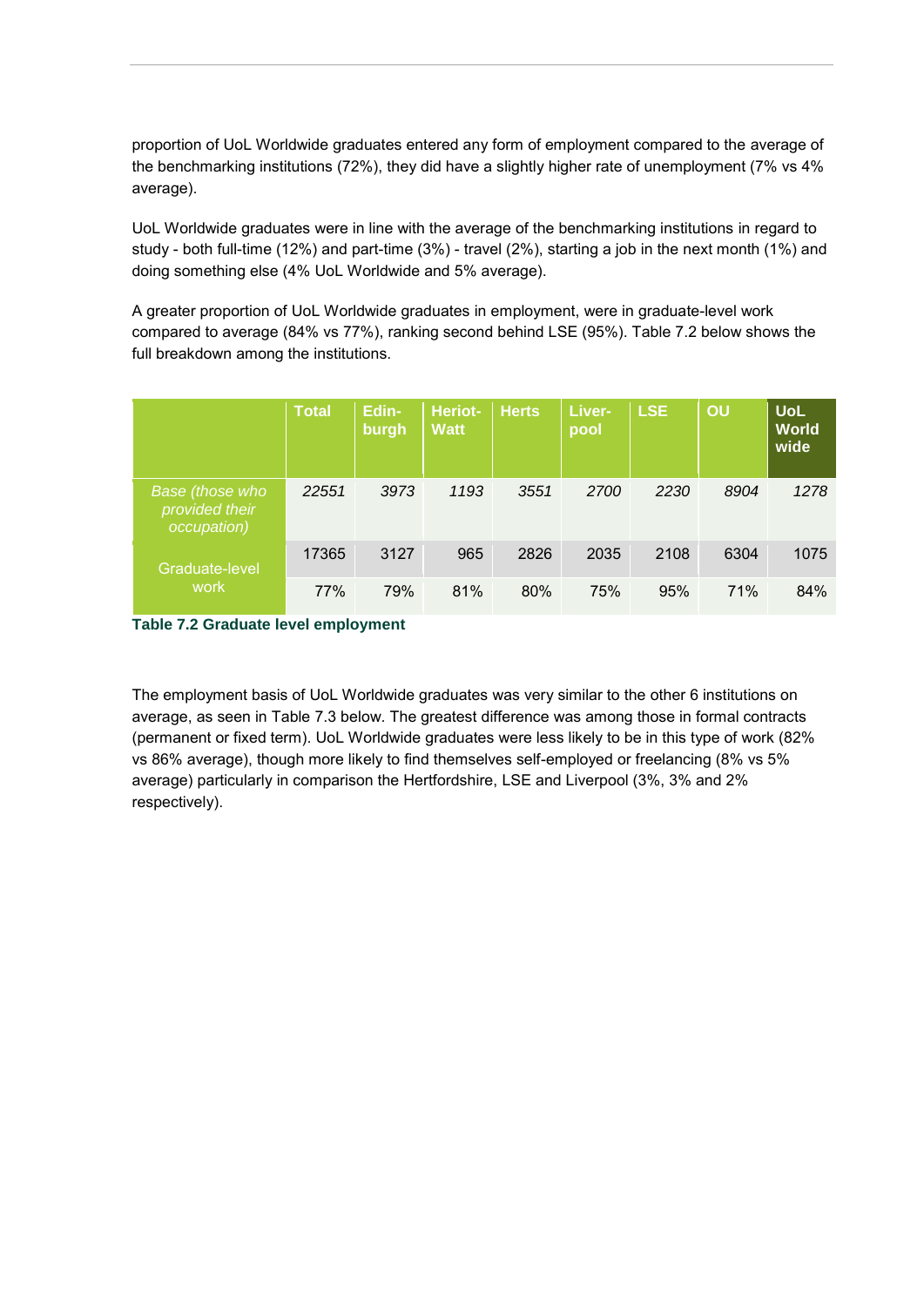proportion of UoL Worldwide graduates entered any form of employment compared to the average of the benchmarking institutions (72%), they did have a slightly higher rate of unemployment (7% vs 4% average).

UoL Worldwide graduates were in line with the average of the benchmarking institutions in regard to study - both full-time (12%) and part-time (3%) - travel (2%), starting a job in the next month (1%) and doing something else (4% UoL Worldwide and 5% average).

A greater proportion of UoL Worldwide graduates in employment, were in graduate-level work compared to average (84% vs 77%), ranking second behind LSE (95%). Table 7.2 below shows the full breakdown among the institutions.

| | Total | Edinburgh | Heriot-Watt | Herts | Liverpool | LSE | OU | UoL Worldwide |
|---|---|---|---|---|---|---|---|---|
| *Base (those who provided their occupation)* | *22551* | *3973* | *1193* | *3551* | *2700* | *2230* | *8904* | *1278* |
| Graduate-level work | 17365 | 3127 | 965 | 2826 | 2035 | 2108 | 6304 | 1075 |
| | 77% | 79% | 81% | 80% | 75% | 95% | 71% | 84% |

**Table 7.2 Graduate level employment**

The employment basis of UoL Worldwide graduates was very similar to the other 6 institutions on average, as seen in Table 7.3 below. The greatest difference was among those in formal contracts (permanent or fixed term). UoL Worldwide graduates were less likely to be in this type of work (82% vs 86% average), though more likely to find themselves self-employed or freelancing (8% vs 5% average) particularly in comparison the Hertfordshire, LSE and Liverpool (3%, 3% and 2% respectively).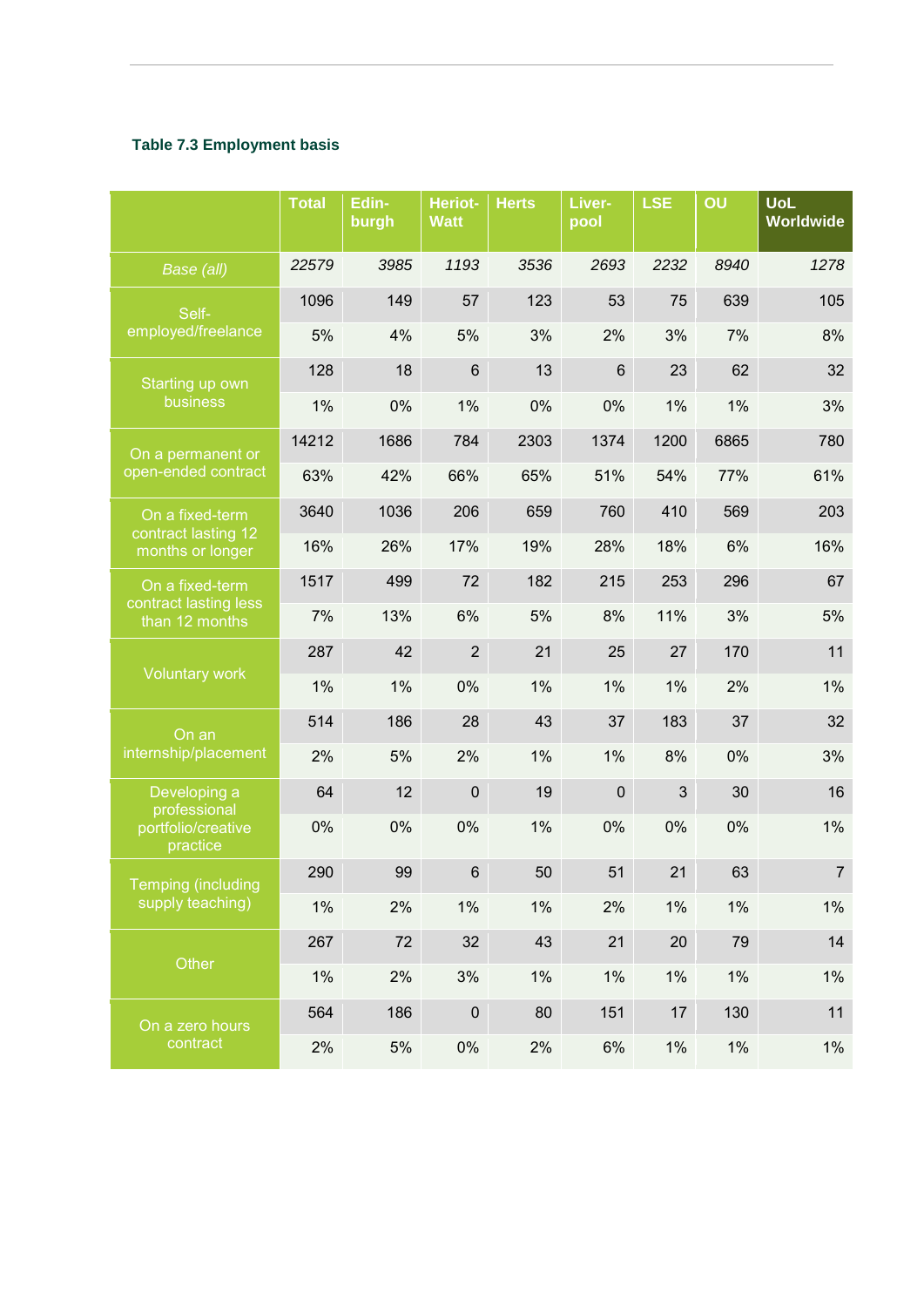**Table 7.3 Employment basis**

| | Total | Edin-burgh | Heriot-Watt | Herts | Liver-pool | LSE | OU | UoL Worldwide |
|---|---|---|---|---|---|---|---|---|
| *Base (all)* | *22579* | *3985* | *1193* | *3536* | *2693* | *2232* | *8940* | *1278* |
| Self-employed/freelance | 1096 | 149 | 57 | 123 | 53 | 75 | 639 | 105 |
| | 5% | 4% | 5% | 3% | 2% | 3% | 7% | 8% |
| Starting up own business | 128 | 18 | 6 | 13 | 6 | 23 | 62 | 32 |
| | 1% | 0% | 1% | 0% | 0% | 1% | 1% | 3% |
| On a permanent or open-ended contract | 14212 | 1686 | 784 | 2303 | 1374 | 1200 | 6865 | 780 |
| | 63% | 42% | 66% | 65% | 51% | 54% | 77% | 61% |
| On a fixed-term contract lasting 12 months or longer | 3640 | 1036 | 206 | 659 | 760 | 410 | 569 | 203 |
| | 16% | 26% | 17% | 19% | 28% | 18% | 6% | 16% |
| On a fixed-term contract lasting less than 12 months | 1517 | 499 | 72 | 182 | 215 | 253 | 296 | 67 |
| | 7% | 13% | 6% | 5% | 8% | 11% | 3% | 5% |
| Voluntary work | 287 | 42 | 2 | 21 | 25 | 27 | 170 | 11 |
| | 1% | 1% | 0% | 1% | 1% | 1% | 2% | 1% |
| On an internship/placement | 514 | 186 | 28 | 43 | 37 | 183 | 37 | 32 |
| | 2% | 5% | 2% | 1% | 1% | 8% | 0% | 3% |
| Developing a professional portfolio/creative practice | 64 | 12 | 0 | 19 | 0 | 3 | 30 | 16 |
| | 0% | 0% | 0% | 1% | 0% | 0% | 0% | 1% |
| Temping (including supply teaching) | 290 | 99 | 6 | 50 | 51 | 21 | 63 | 7 |
| | 1% | 2% | 1% | 1% | 2% | 1% | 1% | 1% |
| Other | 267 | 72 | 32 | 43 | 21 | 20 | 79 | 14 |
| | 1% | 2% | 3% | 1% | 1% | 1% | 1% | 1% |
| On a zero hours contract | 564 | 186 | 0 | 80 | 151 | 17 | 130 | 11 |
| | 2% | 5% | 0% | 2% | 6% | 1% | 1% | 1% |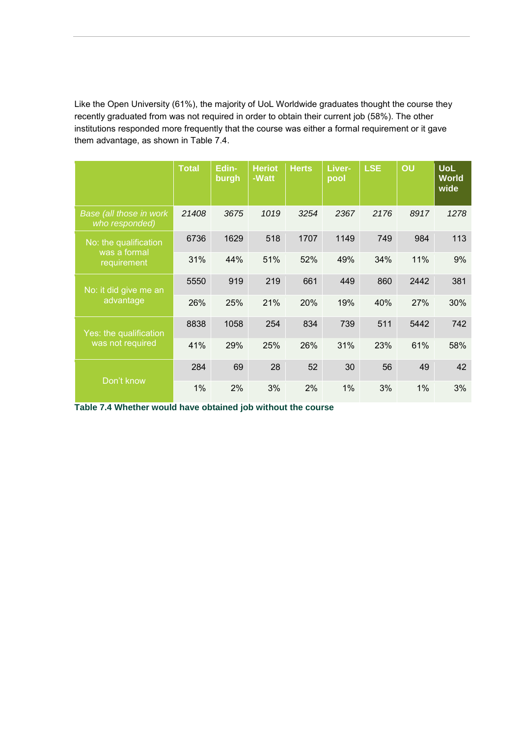Like the Open University (61%), the majority of UoL Worldwide graduates thought the course they recently graduated from was not required in order to obtain their current job (58%). The other institutions responded more frequently that the course was either a formal requirement or it gave them advantage, as shown in Table 7.4.

| | Total | Edin-burgh | Heriot-Watt | Herts | Liver-pool | LSE | OU | UoL World wide |
|---|---|---|---|---|---|---|---|---|
| *Base (all those in work who responded)* | *21408* | *3675* | *1019* | *3254* | *2367* | *2176* | *8917* | *1278* |
| No: the qualification was a formal requirement | 6736 | 1629 | 518 | 1707 | 1149 | 749 | 984 | 113 |
| | 31% | 44% | 51% | 52% | 49% | 34% | 11% | 9% |
| No: it did give me an advantage | 5550 | 919 | 219 | 661 | 449 | 860 | 2442 | 381 |
| | 26% | 25% | 21% | 20% | 19% | 40% | 27% | 30% |
| Yes: the qualification was not required | 8838 | 1058 | 254 | 834 | 739 | 511 | 5442 | 742 |
| | 41% | 29% | 25% | 26% | 31% | 23% | 61% | 58% |
| Don't know | 284 | 69 | 28 | 52 | 30 | 56 | 49 | 42 |
| | 1% | 2% | 3% | 2% | 1% | 3% | 1% | 3% |

**Table 7.4 Whether would have obtained job without the course**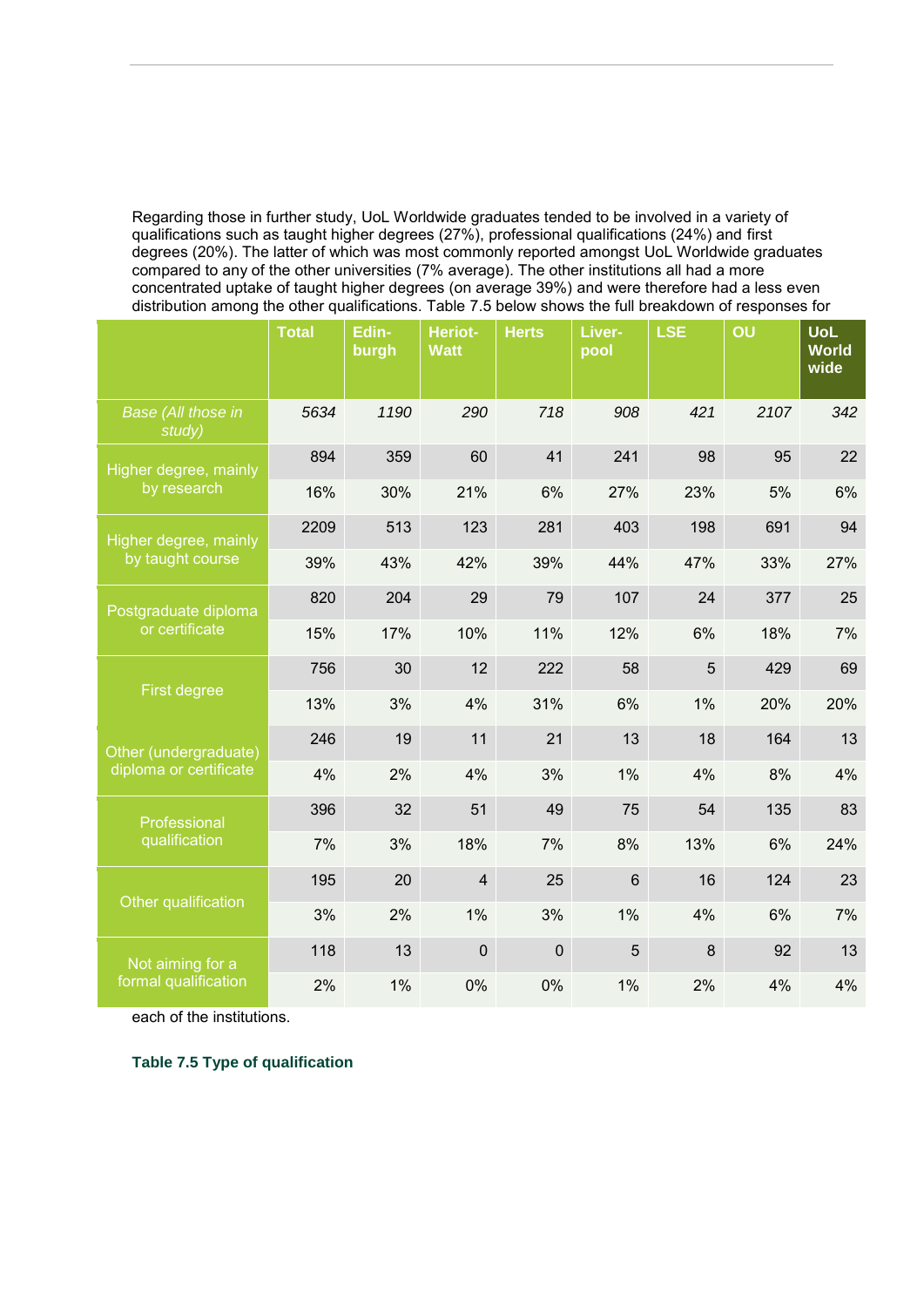Regarding those in further study, UoL Worldwide graduates tended to be involved in a variety of qualifications such as taught higher degrees (27%), professional qualifications (24%) and first degrees (20%). The latter of which was most commonly reported amongst UoL Worldwide graduates compared to any of the other universities (7% average). The other institutions all had a more concentrated uptake of taught higher degrees (on average 39%) and were therefore had a less even distribution among the other qualifications. Table 7.5 below shows the full breakdown of responses for each of the institutions.

**Table 7.5 Type of qualification**

| | Total | Edinburgh | Heriot-Watt | Herts | Liverpool | LSE | OU | UoL Worldwide |
|---|---|---|---|---|---|---|---|---|
| *Base (All those in study)* | *5634* | *1190* | *290* | *718* | *908* | *421* | *2107* | *342* |
| Higher degree, mainly by research | 894 | 359 | 60 | 41 | 241 | 98 | 95 | 22 |
| | 16% | 30% | 21% | 6% | 27% | 23% | 5% | 6% |
| Higher degree, mainly by taught course | 2209 | 513 | 123 | 281 | 403 | 198 | 691 | 94 |
| | 39% | 43% | 42% | 39% | 44% | 47% | 33% | 27% |
| Postgraduate diploma or certificate | 820 | 204 | 29 | 79 | 107 | 24 | 377 | 25 |
| | 15% | 17% | 10% | 11% | 12% | 6% | 18% | 7% |
| First degree | 756 | 30 | 12 | 222 | 58 | 5 | 429 | 69 |
| | 13% | 3% | 4% | 31% | 6% | 1% | 20% | 20% |
| Other (undergraduate) diploma or certificate | 246 | 19 | 11 | 21 | 13 | 18 | 164 | 13 |
| | 4% | 2% | 4% | 3% | 1% | 4% | 8% | 4% |
| Professional qualification | 396 | 32 | 51 | 49 | 75 | 54 | 135 | 83 |
| | 7% | 3% | 18% | 7% | 8% | 13% | 6% | 24% |
| Other qualification | 195 | 20 | 4 | 25 | 6 | 16 | 124 | 23 |
| | 3% | 2% | 1% | 3% | 1% | 4% | 6% | 7% |
| Not aiming for a formal qualification | 118 | 13 | 0 | 0 | 5 | 8 | 92 | 13 |
| | 2% | 1% | 0% | 0% | 1% | 2% | 4% | 4% |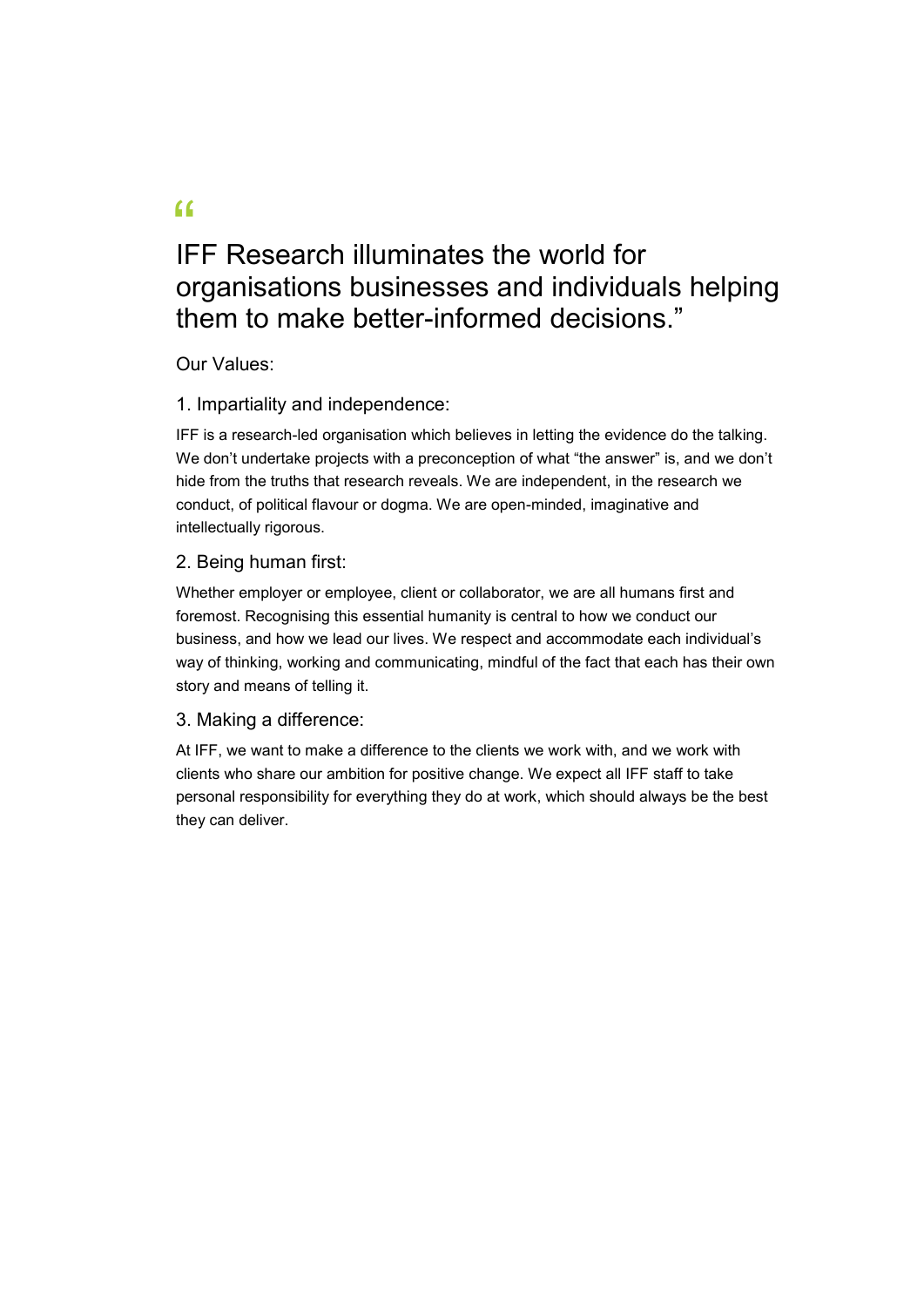"

IFF Research illuminates the world for organisations businesses and individuals helping them to make better-informed decisions."

Our Values:

### 1. Impartiality and independence:

IFF is a research-led organisation which believes in letting the evidence do the talking. We don't undertake projects with a preconception of what "the answer" is, and we don't hide from the truths that research reveals. We are independent, in the research we conduct, of political flavour or dogma. We are open-minded, imaginative and intellectually rigorous.

### 2. Being human first:

Whether employer or employee, client or collaborator, we are all humans first and foremost. Recognising this essential humanity is central to how we conduct our business, and how we lead our lives. We respect and accommodate each individual's way of thinking, working and communicating, mindful of the fact that each has their own story and means of telling it.

### 3. Making a difference:

At IFF, we want to make a difference to the clients we work with, and we work with clients who share our ambition for positive change. We expect all IFF staff to take personal responsibility for everything they do at work, which should always be the best they can deliver.